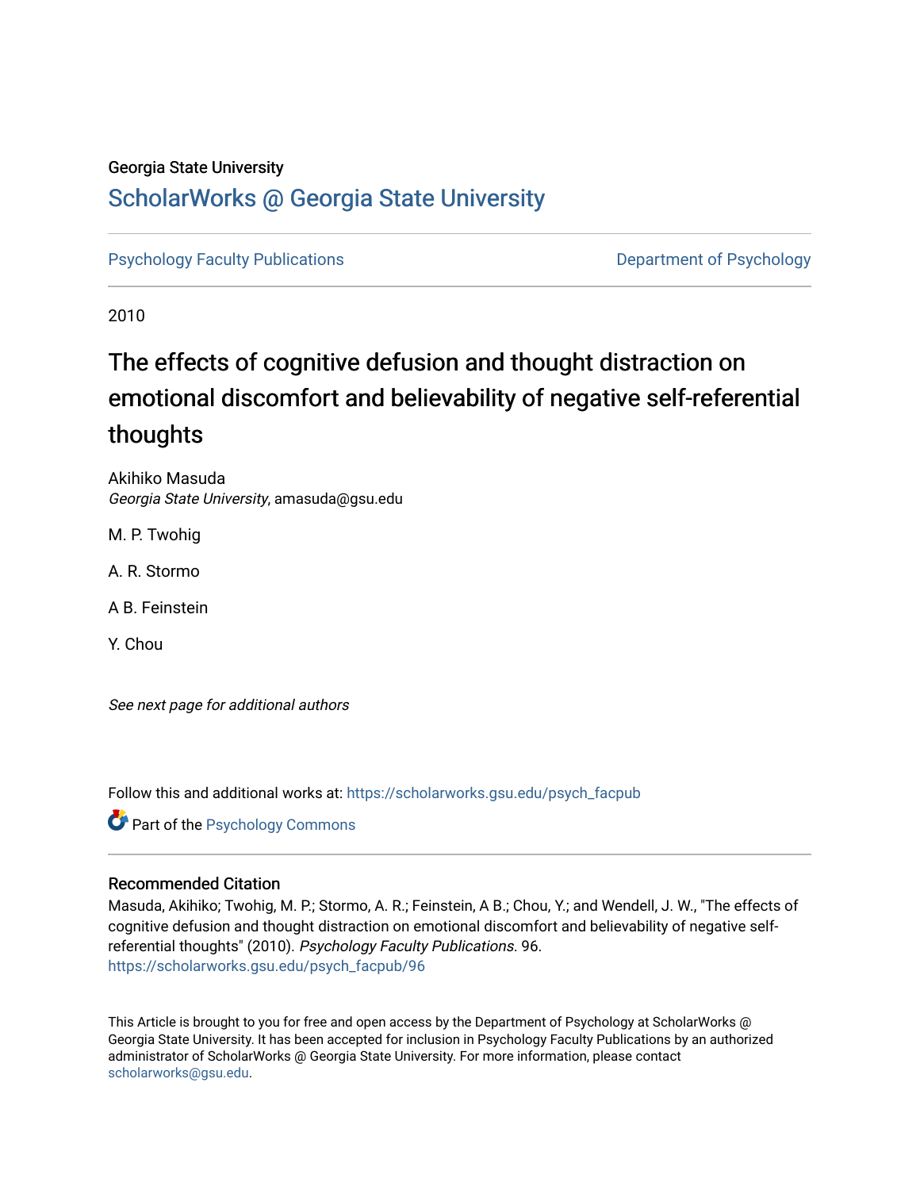Georgia State University

# ScholarWorks @ Georgia State University

Psychology Faculty Publications

Department of Psychology

2010

# The effects of cognitive defusion and thought distraction on emotional discomfort and believability of negative self-referential thoughts

Akihiko Masuda
*Georgia State University*, amasuda@gsu.edu

M. P. Twohig

A. R. Stormo

A B. Feinstein

Y. Chou

*See next page for additional authors*

Follow this and additional works at: https://scholarworks.gsu.edu/psych_facpub

Part of the Psychology Commons

## Recommended Citation

Masuda, Akihiko; Twohig, M. P.; Stormo, A. R.; Feinstein, A B.; Chou, Y.; and Wendell, J. W., "The effects of cognitive defusion and thought distraction on emotional discomfort and believability of negative self-referential thoughts" (2010). *Psychology Faculty Publications*. 96.
https://scholarworks.gsu.edu/psych_facpub/96

This Article is brought to you for free and open access by the Department of Psychology at ScholarWorks @ Georgia State University. It has been accepted for inclusion in Psychology Faculty Publications by an authorized administrator of ScholarWorks @ Georgia State University. For more information, please contact scholarworks@gsu.edu.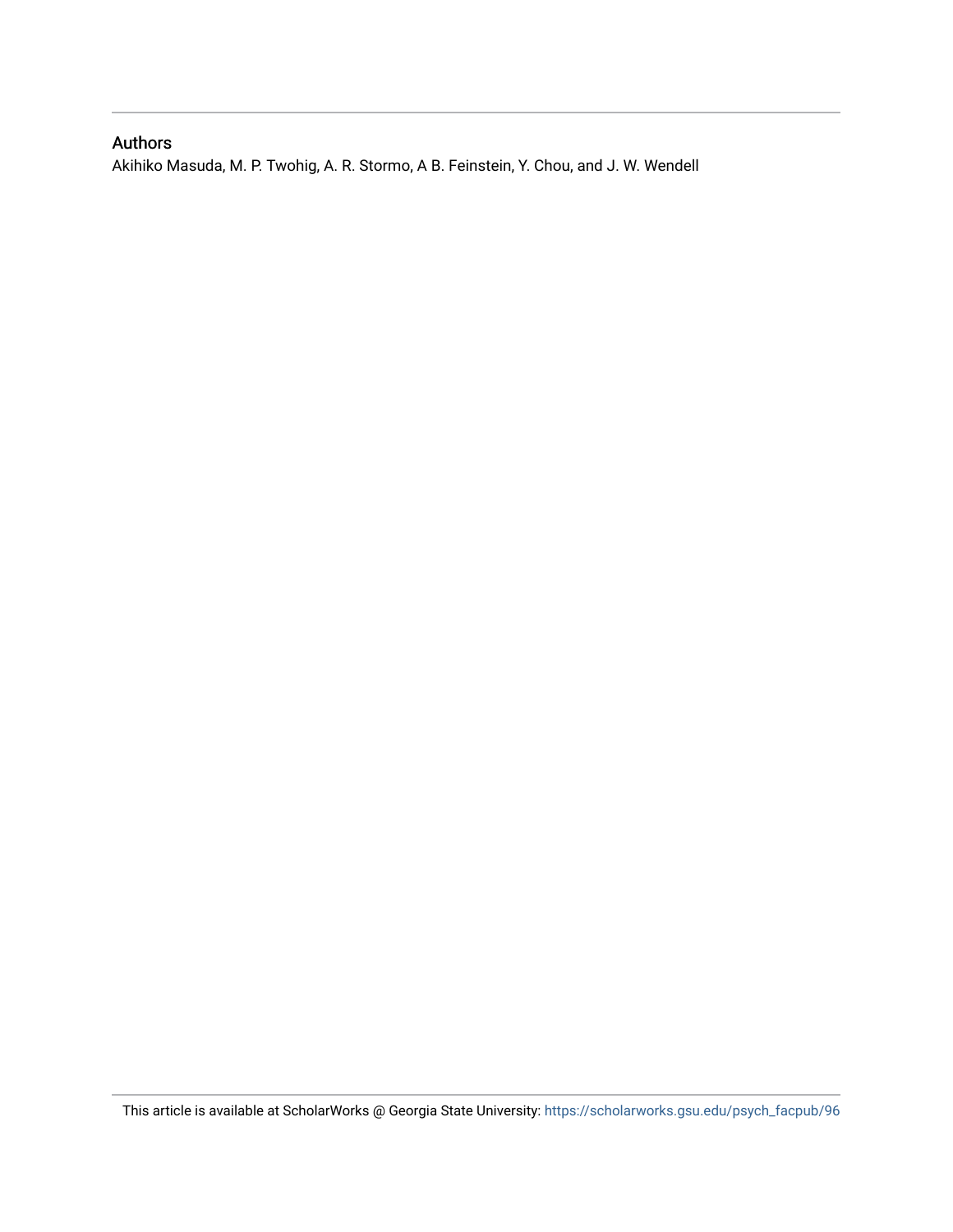## Authors

Akihiko Masuda, M. P. Twohig, A. R. Stormo, A B. Feinstein, Y. Chou, and J. W. Wendell

This article is available at ScholarWorks @ Georgia State University: https://scholarworks.gsu.edu/psych_facpub/96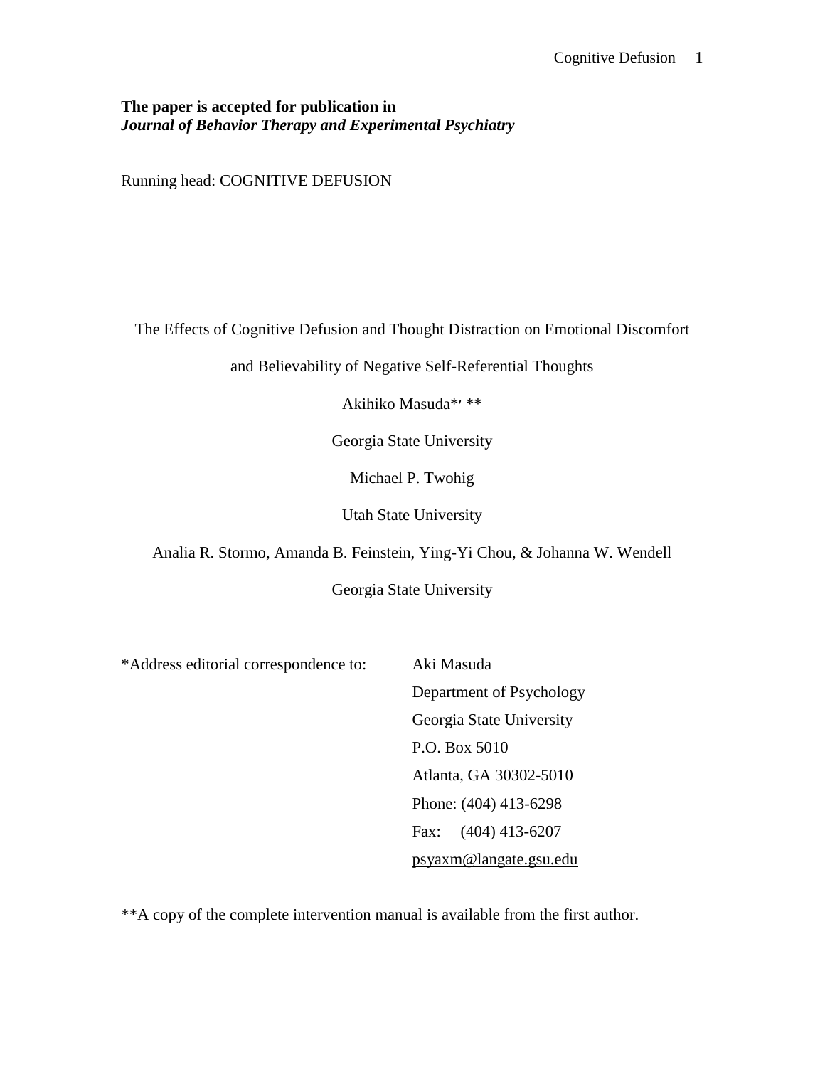**The paper is accepted for publication in**
***Journal of Behavior Therapy and Experimental Psychiatry***

Running head: COGNITIVE DEFUSION

The Effects of Cognitive Defusion and Thought Distraction on Emotional Discomfort and Believability of Negative Self-Referential Thoughts

Akihiko Masuda*, **

Georgia State University

Michael P. Twohig

Utah State University

Analia R. Stormo, Amanda B. Feinstein, Ying-Yi Chou, & Johanna W. Wendell

Georgia State University

*Address editorial correspondence to:

Aki Masuda
Department of Psychology
Georgia State University
P.O. Box 5010
Atlanta, GA 30302-5010
Phone: (404) 413-6298
Fax: (404) 413-6207
psyaxm@langate.gsu.edu

**A copy of the complete intervention manual is available from the first author.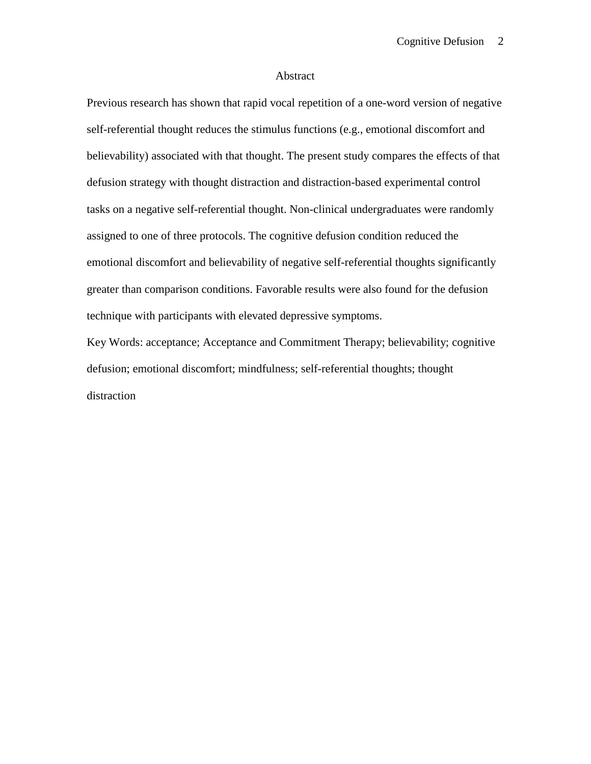# Abstract

Previous research has shown that rapid vocal repetition of a one-word version of negative self-referential thought reduces the stimulus functions (e.g., emotional discomfort and believability) associated with that thought. The present study compares the effects of that defusion strategy with thought distraction and distraction-based experimental control tasks on a negative self-referential thought. Non-clinical undergraduates were randomly assigned to one of three protocols. The cognitive defusion condition reduced the emotional discomfort and believability of negative self-referential thoughts significantly greater than comparison conditions. Favorable results were also found for the defusion technique with participants with elevated depressive symptoms.

Key Words: acceptance; Acceptance and Commitment Therapy; believability; cognitive defusion; emotional discomfort; mindfulness; self-referential thoughts; thought distraction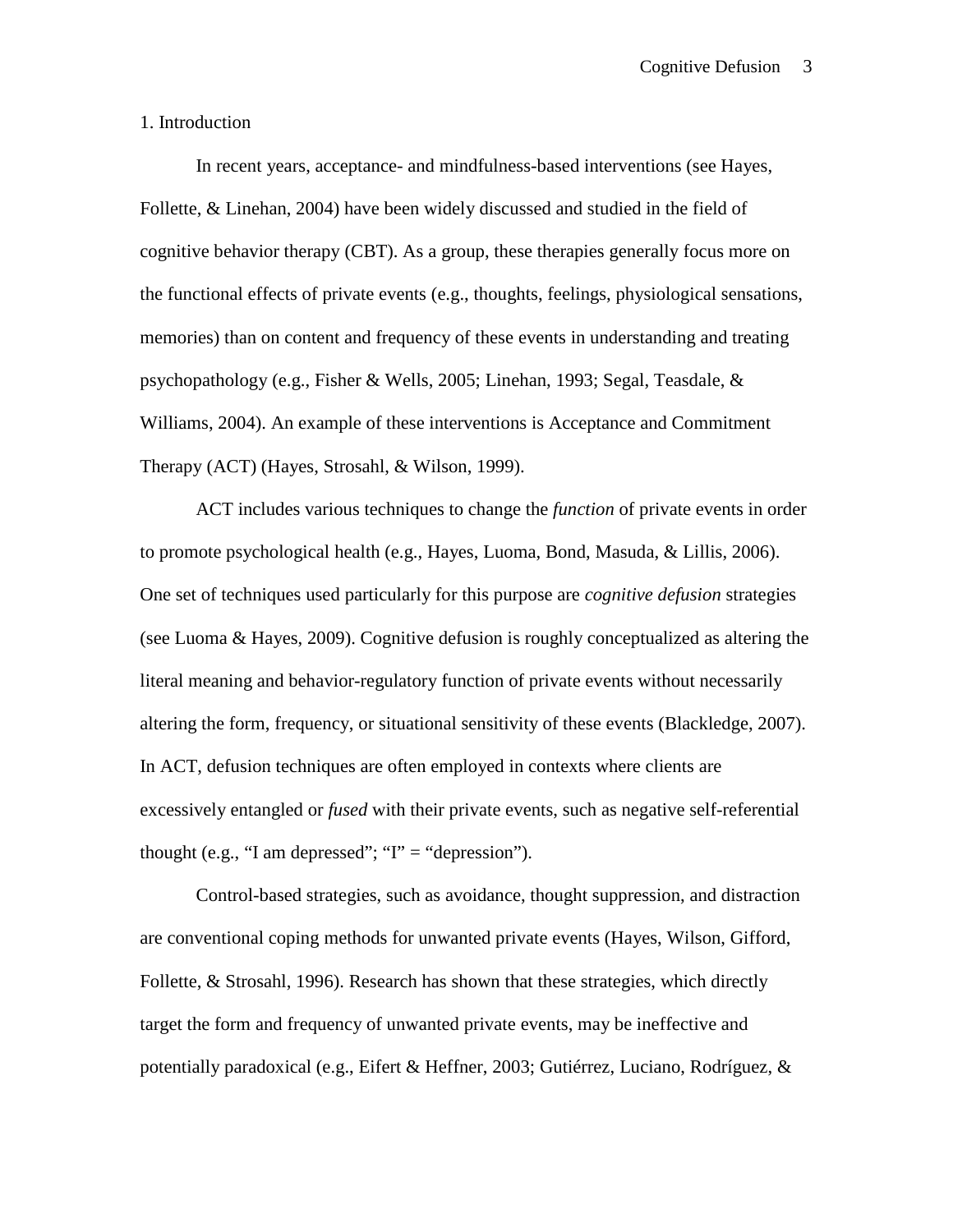## 1. Introduction

In recent years, acceptance- and mindfulness-based interventions (see Hayes, Follette, & Linehan, 2004) have been widely discussed and studied in the field of cognitive behavior therapy (CBT). As a group, these therapies generally focus more on the functional effects of private events (e.g., thoughts, feelings, physiological sensations, memories) than on content and frequency of these events in understanding and treating psychopathology (e.g., Fisher & Wells, 2005; Linehan, 1993; Segal, Teasdale, & Williams, 2004). An example of these interventions is Acceptance and Commitment Therapy (ACT) (Hayes, Strosahl, & Wilson, 1999).

ACT includes various techniques to change the *function* of private events in order to promote psychological health (e.g., Hayes, Luoma, Bond, Masuda, & Lillis, 2006). One set of techniques used particularly for this purpose are *cognitive defusion* strategies (see Luoma & Hayes, 2009). Cognitive defusion is roughly conceptualized as altering the literal meaning and behavior-regulatory function of private events without necessarily altering the form, frequency, or situational sensitivity of these events (Blackledge, 2007). In ACT, defusion techniques are often employed in contexts where clients are excessively entangled or *fused* with their private events, such as negative self-referential thought (e.g., "I am depressed"; "I" = "depression").

Control-based strategies, such as avoidance, thought suppression, and distraction are conventional coping methods for unwanted private events (Hayes, Wilson, Gifford, Follette, & Strosahl, 1996). Research has shown that these strategies, which directly target the form and frequency of unwanted private events, may be ineffective and potentially paradoxical (e.g., Eifert & Heffner, 2003; Gutiérrez, Luciano, Rodríguez, &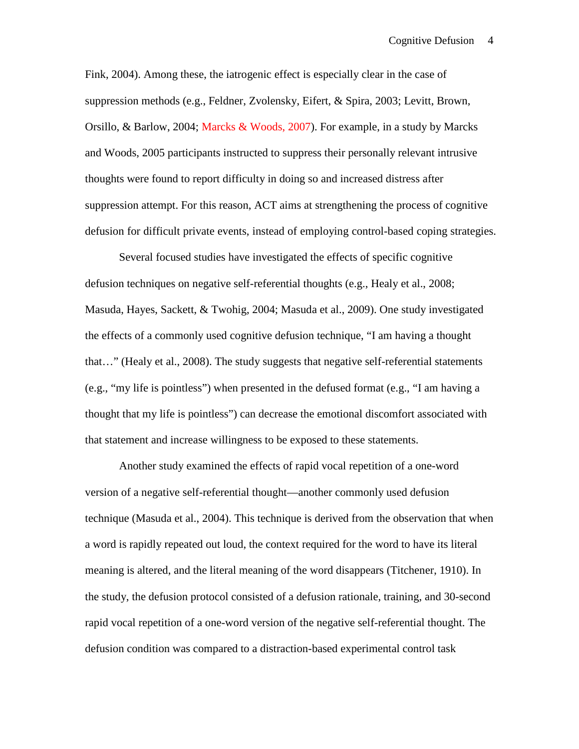Fink, 2004). Among these, the iatrogenic effect is especially clear in the case of suppression methods (e.g., Feldner, Zvolensky, Eifert, & Spira, 2003; Levitt, Brown, Orsillo, & Barlow, 2004; Marcks & Woods, 2007). For example, in a study by Marcks and Woods, 2005 participants instructed to suppress their personally relevant intrusive thoughts were found to report difficulty in doing so and increased distress after suppression attempt. For this reason, ACT aims at strengthening the process of cognitive defusion for difficult private events, instead of employing control-based coping strategies.

Several focused studies have investigated the effects of specific cognitive defusion techniques on negative self-referential thoughts (e.g., Healy et al., 2008; Masuda, Hayes, Sackett, & Twohig, 2004; Masuda et al., 2009). One study investigated the effects of a commonly used cognitive defusion technique, "I am having a thought that…" (Healy et al., 2008). The study suggests that negative self-referential statements (e.g., "my life is pointless") when presented in the defused format (e.g., "I am having a thought that my life is pointless") can decrease the emotional discomfort associated with that statement and increase willingness to be exposed to these statements.

Another study examined the effects of rapid vocal repetition of a one-word version of a negative self-referential thought—another commonly used defusion technique (Masuda et al., 2004). This technique is derived from the observation that when a word is rapidly repeated out loud, the context required for the word to have its literal meaning is altered, and the literal meaning of the word disappears (Titchener, 1910). In the study, the defusion protocol consisted of a defusion rationale, training, and 30-second rapid vocal repetition of a one-word version of the negative self-referential thought. The defusion condition was compared to a distraction-based experimental control task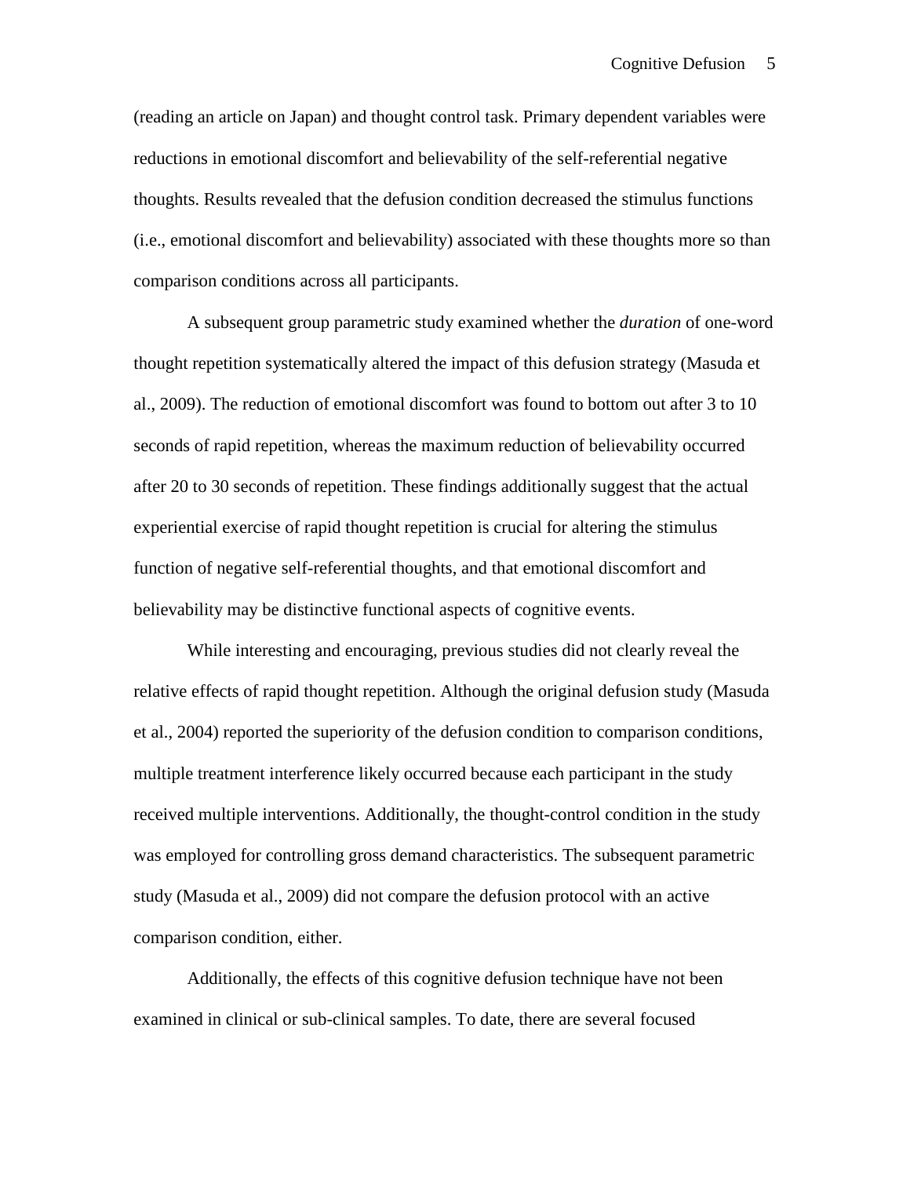(reading an article on Japan) and thought control task. Primary dependent variables were reductions in emotional discomfort and believability of the self-referential negative thoughts. Results revealed that the defusion condition decreased the stimulus functions (i.e., emotional discomfort and believability) associated with these thoughts more so than comparison conditions across all participants.

A subsequent group parametric study examined whether the *duration* of one-word thought repetition systematically altered the impact of this defusion strategy (Masuda et al., 2009). The reduction of emotional discomfort was found to bottom out after 3 to 10 seconds of rapid repetition, whereas the maximum reduction of believability occurred after 20 to 30 seconds of repetition. These findings additionally suggest that the actual experiential exercise of rapid thought repetition is crucial for altering the stimulus function of negative self-referential thoughts, and that emotional discomfort and believability may be distinctive functional aspects of cognitive events.

While interesting and encouraging, previous studies did not clearly reveal the relative effects of rapid thought repetition. Although the original defusion study (Masuda et al., 2004) reported the superiority of the defusion condition to comparison conditions, multiple treatment interference likely occurred because each participant in the study received multiple interventions. Additionally, the thought-control condition in the study was employed for controlling gross demand characteristics. The subsequent parametric study (Masuda et al., 2009) did not compare the defusion protocol with an active comparison condition, either.

Additionally, the effects of this cognitive defusion technique have not been examined in clinical or sub-clinical samples. To date, there are several focused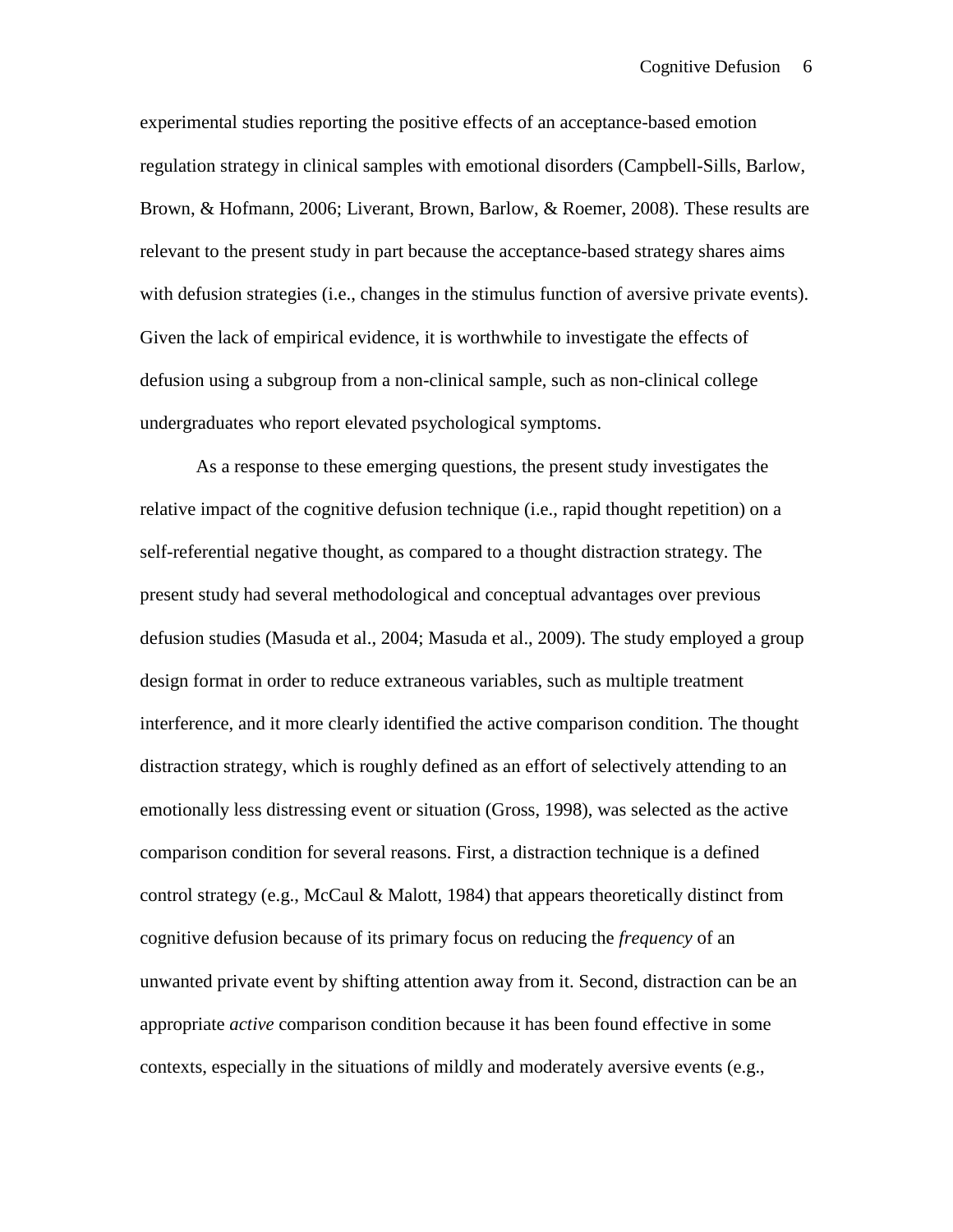experimental studies reporting the positive effects of an acceptance-based emotion regulation strategy in clinical samples with emotional disorders (Campbell-Sills, Barlow, Brown, & Hofmann, 2006; Liverant, Brown, Barlow, & Roemer, 2008). These results are relevant to the present study in part because the acceptance-based strategy shares aims with defusion strategies (i.e., changes in the stimulus function of aversive private events). Given the lack of empirical evidence, it is worthwhile to investigate the effects of defusion using a subgroup from a non-clinical sample, such as non-clinical college undergraduates who report elevated psychological symptoms.

As a response to these emerging questions, the present study investigates the relative impact of the cognitive defusion technique (i.e., rapid thought repetition) on a self-referential negative thought, as compared to a thought distraction strategy. The present study had several methodological and conceptual advantages over previous defusion studies (Masuda et al., 2004; Masuda et al., 2009). The study employed a group design format in order to reduce extraneous variables, such as multiple treatment interference, and it more clearly identified the active comparison condition. The thought distraction strategy, which is roughly defined as an effort of selectively attending to an emotionally less distressing event or situation (Gross, 1998), was selected as the active comparison condition for several reasons. First, a distraction technique is a defined control strategy (e.g., McCaul & Malott, 1984) that appears theoretically distinct from cognitive defusion because of its primary focus on reducing the *frequency* of an unwanted private event by shifting attention away from it. Second, distraction can be an appropriate *active* comparison condition because it has been found effective in some contexts, especially in the situations of mildly and moderately aversive events (e.g.,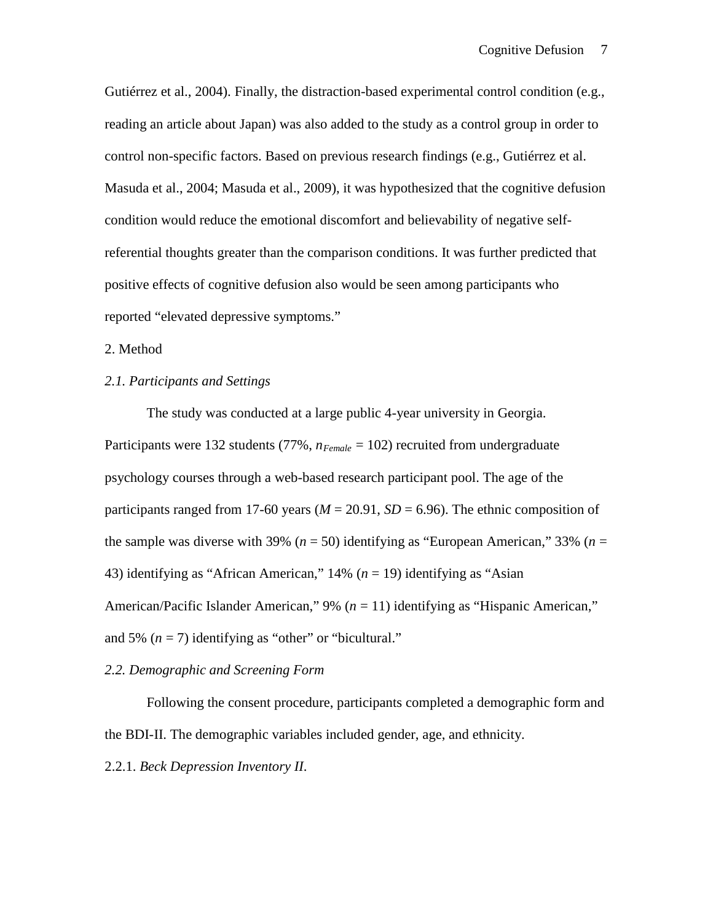Gutiérrez et al., 2004). Finally, the distraction-based experimental control condition (e.g., reading an article about Japan) was also added to the study as a control group in order to control non-specific factors. Based on previous research findings (e.g., Gutiérrez et al. Masuda et al., 2004; Masuda et al., 2009), it was hypothesized that the cognitive defusion condition would reduce the emotional discomfort and believability of negative self-referential thoughts greater than the comparison conditions. It was further predicted that positive effects of cognitive defusion also would be seen among participants who reported "elevated depressive symptoms."

## 2. Method

### *2.1. Participants and Settings*

The study was conducted at a large public 4-year university in Georgia. Participants were 132 students (77%, $n_{Female}$ = 102) recruited from undergraduate psychology courses through a web-based research participant pool. The age of the participants ranged from 17-60 years ($M$ = 20.91, $SD$ = 6.96). The ethnic composition of the sample was diverse with 39% ($n$ = 50) identifying as "European American," 33% ($n$ = 43) identifying as "African American," 14% ($n$ = 19) identifying as "Asian American/Pacific Islander American," 9% ($n$ = 11) identifying as "Hispanic American," and 5% ($n$ = 7) identifying as "other" or "bicultural."

### *2.2. Demographic and Screening Form*

Following the consent procedure, participants completed a demographic form and the BDI-II. The demographic variables included gender, age, and ethnicity.

#### 2.2.1. *Beck Depression Inventory II*.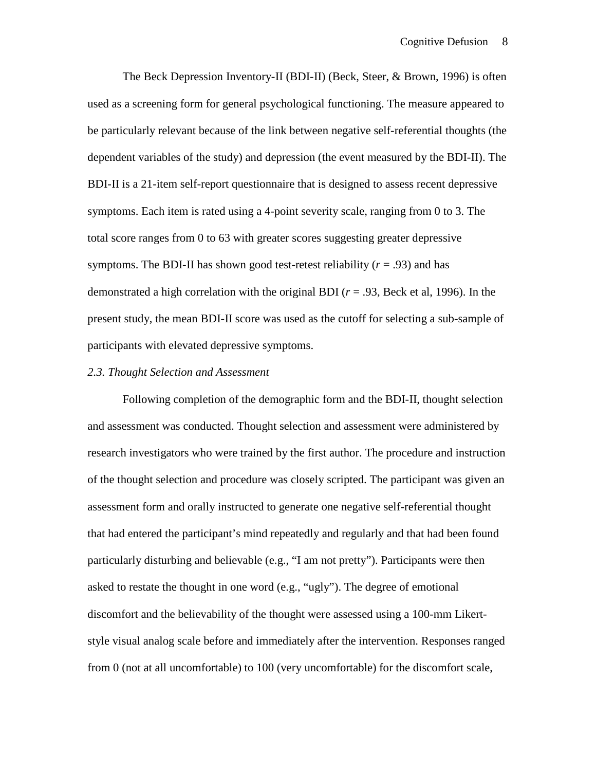The Beck Depression Inventory-II (BDI-II) (Beck, Steer, & Brown, 1996) is often used as a screening form for general psychological functioning. The measure appeared to be particularly relevant because of the link between negative self-referential thoughts (the dependent variables of the study) and depression (the event measured by the BDI-II). The BDI-II is a 21-item self-report questionnaire that is designed to assess recent depressive symptoms. Each item is rated using a 4-point severity scale, ranging from 0 to 3. The total score ranges from 0 to 63 with greater scores suggesting greater depressive symptoms. The BDI-II has shown good test-retest reliability ($r = .93$) and has demonstrated a high correlation with the original BDI ($r = .93$, Beck et al, 1996). In the present study, the mean BDI-II score was used as the cutoff for selecting a sub-sample of participants with elevated depressive symptoms.

*2.3. Thought Selection and Assessment*

Following completion of the demographic form and the BDI-II, thought selection and assessment was conducted. Thought selection and assessment were administered by research investigators who were trained by the first author. The procedure and instruction of the thought selection and procedure was closely scripted. The participant was given an assessment form and orally instructed to generate one negative self-referential thought that had entered the participant's mind repeatedly and regularly and that had been found particularly disturbing and believable (e.g., "I am not pretty"). Participants were then asked to restate the thought in one word (e.g., "ugly"). The degree of emotional discomfort and the believability of the thought were assessed using a 100-mm Likert-style visual analog scale before and immediately after the intervention. Responses ranged from 0 (not at all uncomfortable) to 100 (very uncomfortable) for the discomfort scale,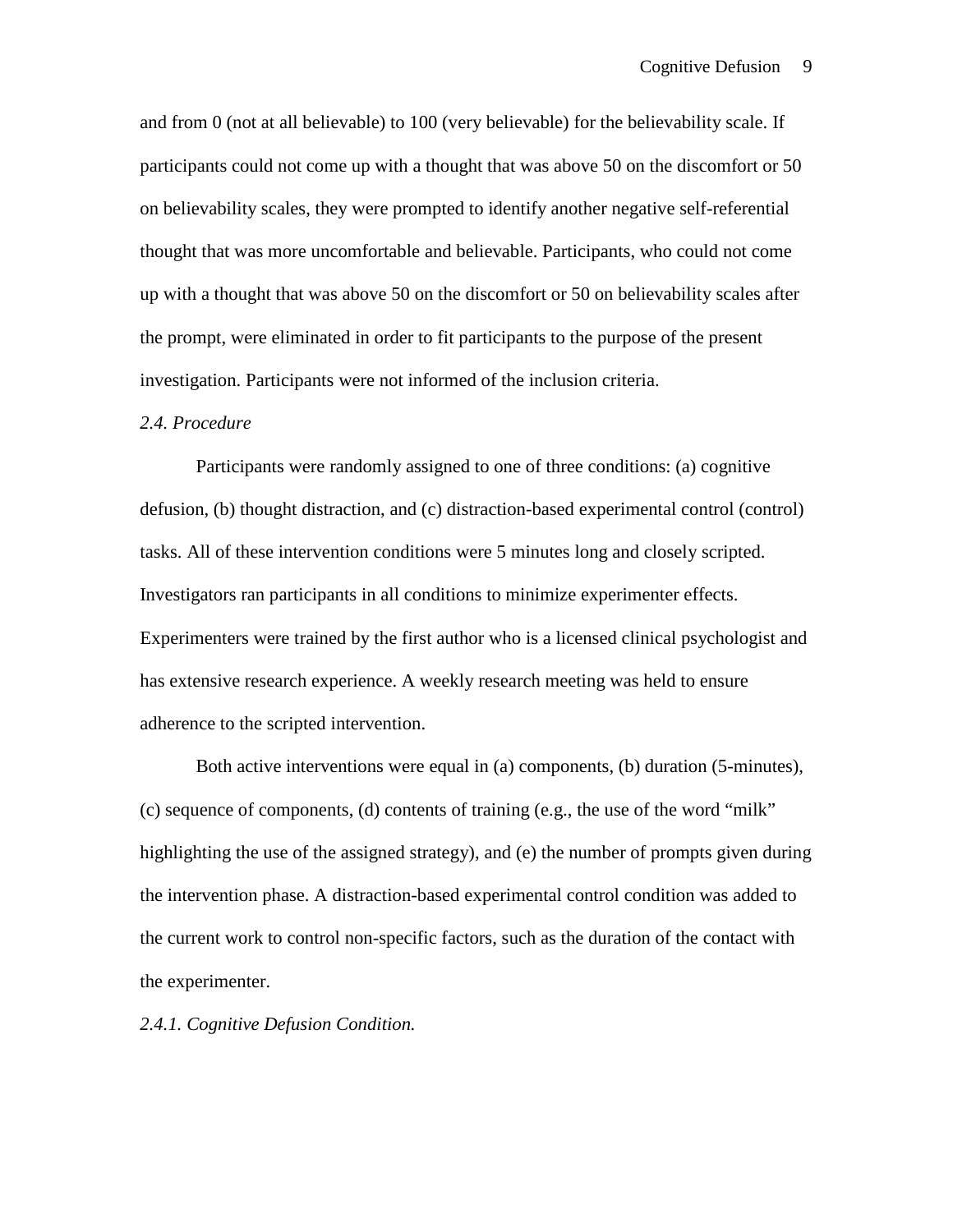and from 0 (not at all believable) to 100 (very believable) for the believability scale. If participants could not come up with a thought that was above 50 on the discomfort or 50 on believability scales, they were prompted to identify another negative self-referential thought that was more uncomfortable and believable. Participants, who could not come up with a thought that was above 50 on the discomfort or 50 on believability scales after the prompt, were eliminated in order to fit participants to the purpose of the present investigation. Participants were not informed of the inclusion criteria.

### *2.4. Procedure*

Participants were randomly assigned to one of three conditions: (a) cognitive defusion, (b) thought distraction, and (c) distraction-based experimental control (control) tasks. All of these intervention conditions were 5 minutes long and closely scripted. Investigators ran participants in all conditions to minimize experimenter effects. Experimenters were trained by the first author who is a licensed clinical psychologist and has extensive research experience. A weekly research meeting was held to ensure adherence to the scripted intervention.

Both active interventions were equal in (a) components, (b) duration (5-minutes), (c) sequence of components, (d) contents of training (e.g., the use of the word “milk” highlighting the use of the assigned strategy), and (e) the number of prompts given during the intervention phase. A distraction-based experimental control condition was added to the current work to control non-specific factors, such as the duration of the contact with the experimenter.

#### *2.4.1. Cognitive Defusion Condition.*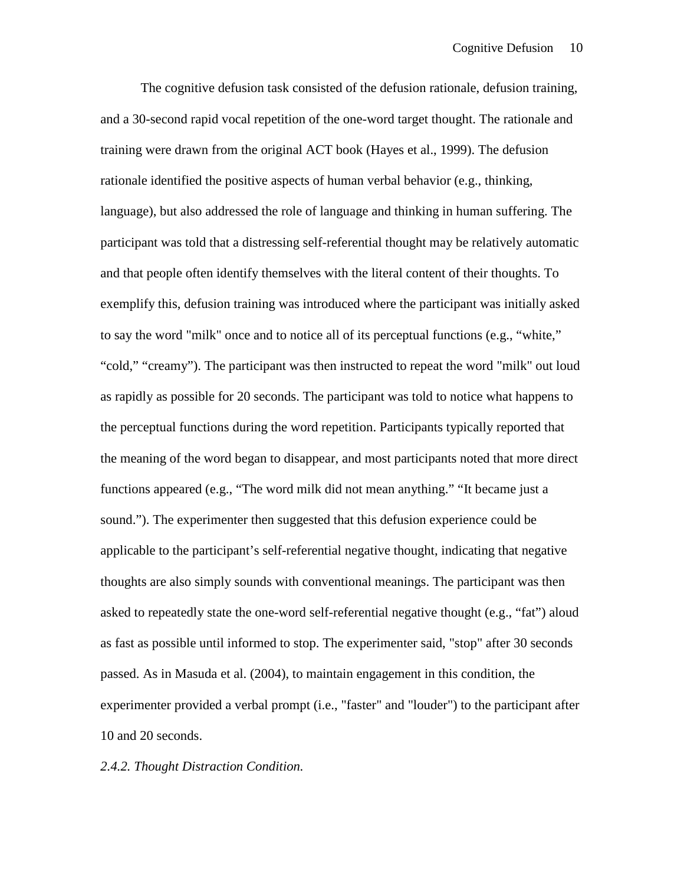The cognitive defusion task consisted of the defusion rationale, defusion training, and a 30-second rapid vocal repetition of the one-word target thought. The rationale and training were drawn from the original ACT book (Hayes et al., 1999). The defusion rationale identified the positive aspects of human verbal behavior (e.g., thinking, language), but also addressed the role of language and thinking in human suffering. The participant was told that a distressing self-referential thought may be relatively automatic and that people often identify themselves with the literal content of their thoughts. To exemplify this, defusion training was introduced where the participant was initially asked to say the word "milk" once and to notice all of its perceptual functions (e.g., “white,” “cold,” “creamy”). The participant was then instructed to repeat the word "milk" out loud as rapidly as possible for 20 seconds. The participant was told to notice what happens to the perceptual functions during the word repetition. Participants typically reported that the meaning of the word began to disappear, and most participants noted that more direct functions appeared (e.g., “The word milk did not mean anything.” “It became just a sound.”). The experimenter then suggested that this defusion experience could be applicable to the participant’s self-referential negative thought, indicating that negative thoughts are also simply sounds with conventional meanings. The participant was then asked to repeatedly state the one-word self-referential negative thought (e.g., “fat”) aloud as fast as possible until informed to stop. The experimenter said, "stop" after 30 seconds passed. As in Masuda et al. (2004), to maintain engagement in this condition, the experimenter provided a verbal prompt (i.e., "faster" and "louder") to the participant after 10 and 20 seconds.

*2.4.2. Thought Distraction Condition.*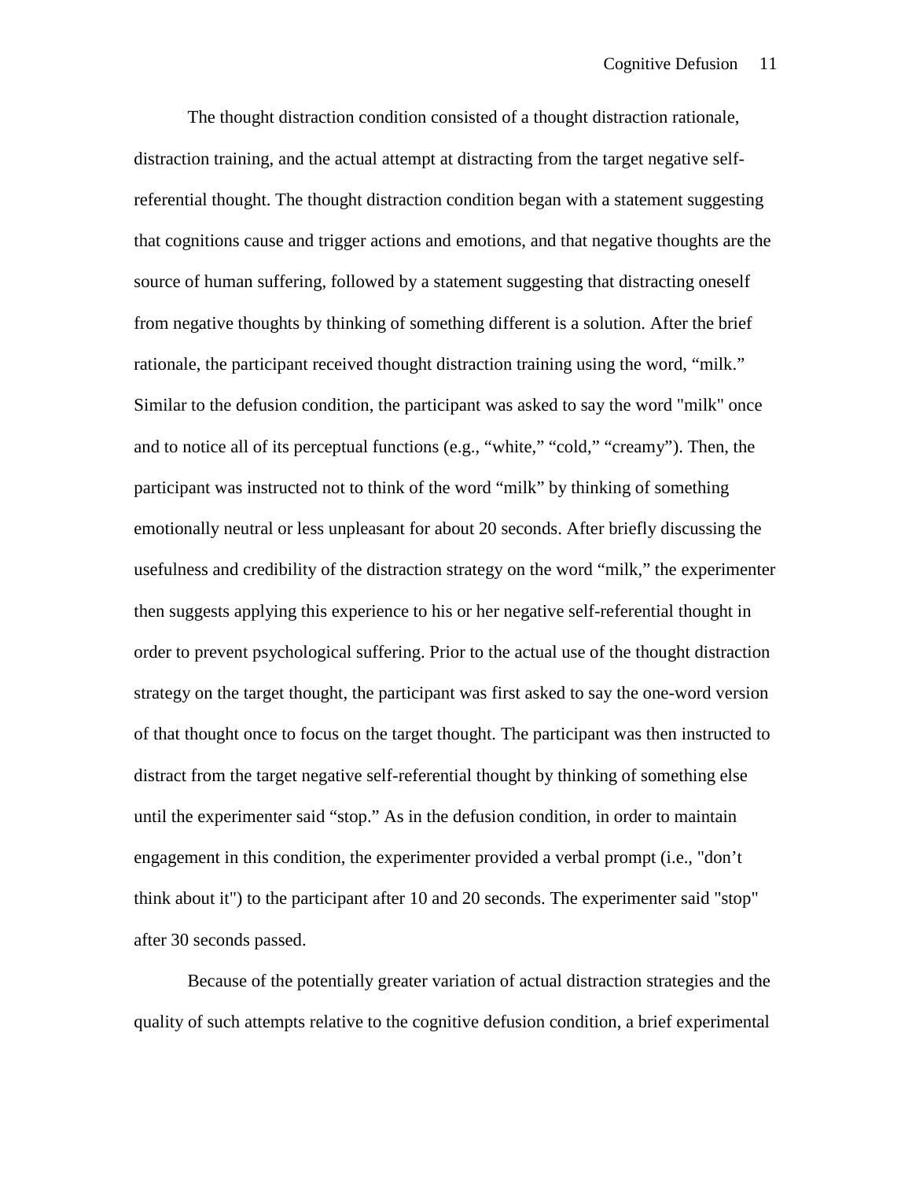The thought distraction condition consisted of a thought distraction rationale, distraction training, and the actual attempt at distracting from the target negative self-referential thought. The thought distraction condition began with a statement suggesting that cognitions cause and trigger actions and emotions, and that negative thoughts are the source of human suffering, followed by a statement suggesting that distracting oneself from negative thoughts by thinking of something different is a solution. After the brief rationale, the participant received thought distraction training using the word, "milk." Similar to the defusion condition, the participant was asked to say the word "milk" once and to notice all of its perceptual functions (e.g., "white," "cold," "creamy"). Then, the participant was instructed not to think of the word "milk" by thinking of something emotionally neutral or less unpleasant for about 20 seconds. After briefly discussing the usefulness and credibility of the distraction strategy on the word "milk," the experimenter then suggests applying this experience to his or her negative self-referential thought in order to prevent psychological suffering. Prior to the actual use of the thought distraction strategy on the target thought, the participant was first asked to say the one-word version of that thought once to focus on the target thought. The participant was then instructed to distract from the target negative self-referential thought by thinking of something else until the experimenter said "stop." As in the defusion condition, in order to maintain engagement in this condition, the experimenter provided a verbal prompt (i.e., "don't think about it") to the participant after 10 and 20 seconds. The experimenter said "stop" after 30 seconds passed.

Because of the potentially greater variation of actual distraction strategies and the quality of such attempts relative to the cognitive defusion condition, a brief experimental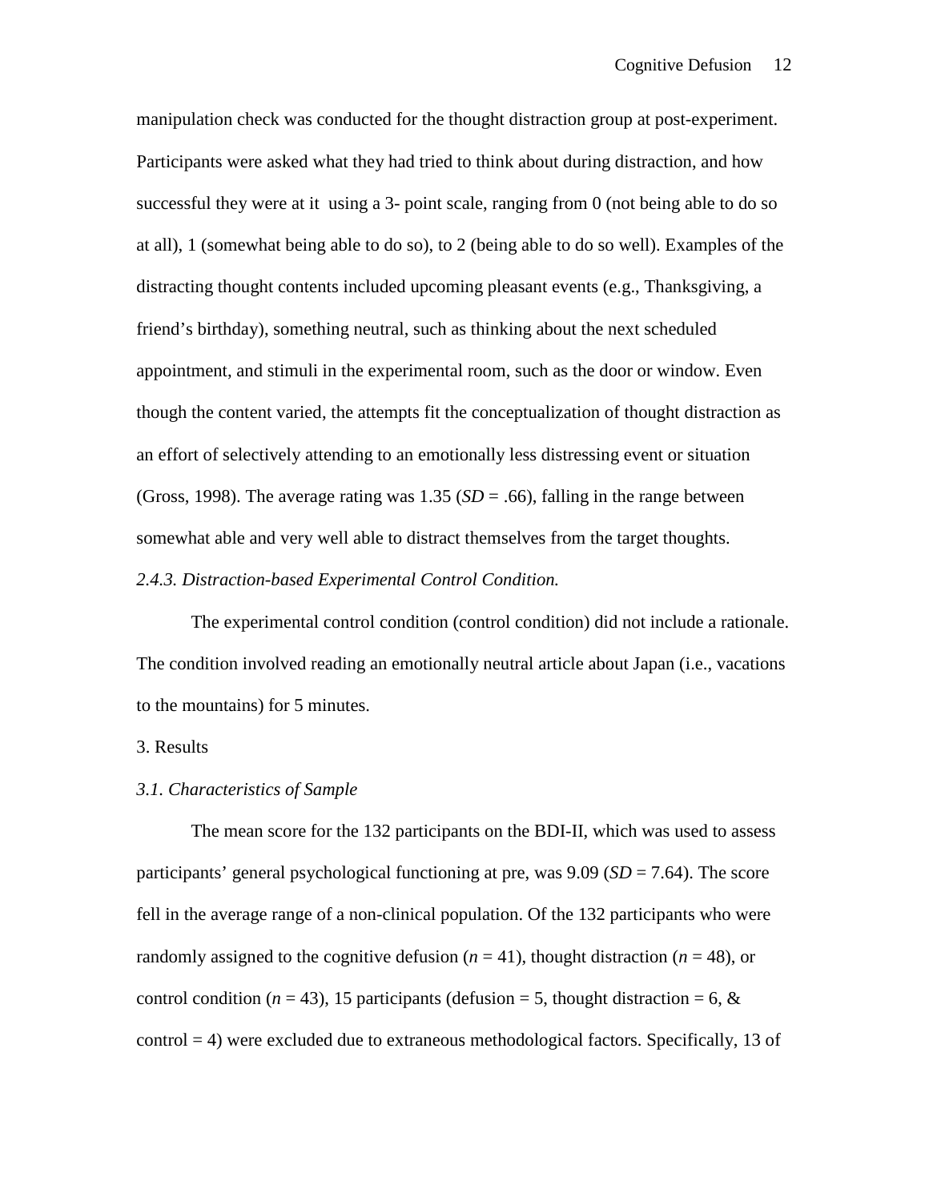manipulation check was conducted for the thought distraction group at post-experiment. Participants were asked what they had tried to think about during distraction, and how successful they were at it using a 3- point scale, ranging from 0 (not being able to do so at all), 1 (somewhat being able to do so), to 2 (being able to do so well). Examples of the distracting thought contents included upcoming pleasant events (e.g., Thanksgiving, a friend's birthday), something neutral, such as thinking about the next scheduled appointment, and stimuli in the experimental room, such as the door or window. Even though the content varied, the attempts fit the conceptualization of thought distraction as an effort of selectively attending to an emotionally less distressing event or situation (Gross, 1998). The average rating was 1.35 ($SD$ = .66), falling in the range between somewhat able and very well able to distract themselves from the target thoughts.

*2.4.3. Distraction-based Experimental Control Condition.*

The experimental control condition (control condition) did not include a rationale. The condition involved reading an emotionally neutral article about Japan (i.e., vacations to the mountains) for 5 minutes.

## 3. Results

### *3.1. Characteristics of Sample*

The mean score for the 132 participants on the BDI-II, which was used to assess participants' general psychological functioning at pre, was 9.09 ($SD$ = 7.64). The score fell in the average range of a non-clinical population. Of the 132 participants who were randomly assigned to the cognitive defusion ($n$ = 41), thought distraction ($n$ = 48), or control condition ($n$ = 43), 15 participants (defusion = 5, thought distraction = 6, & control = 4) were excluded due to extraneous methodological factors. Specifically, 13 of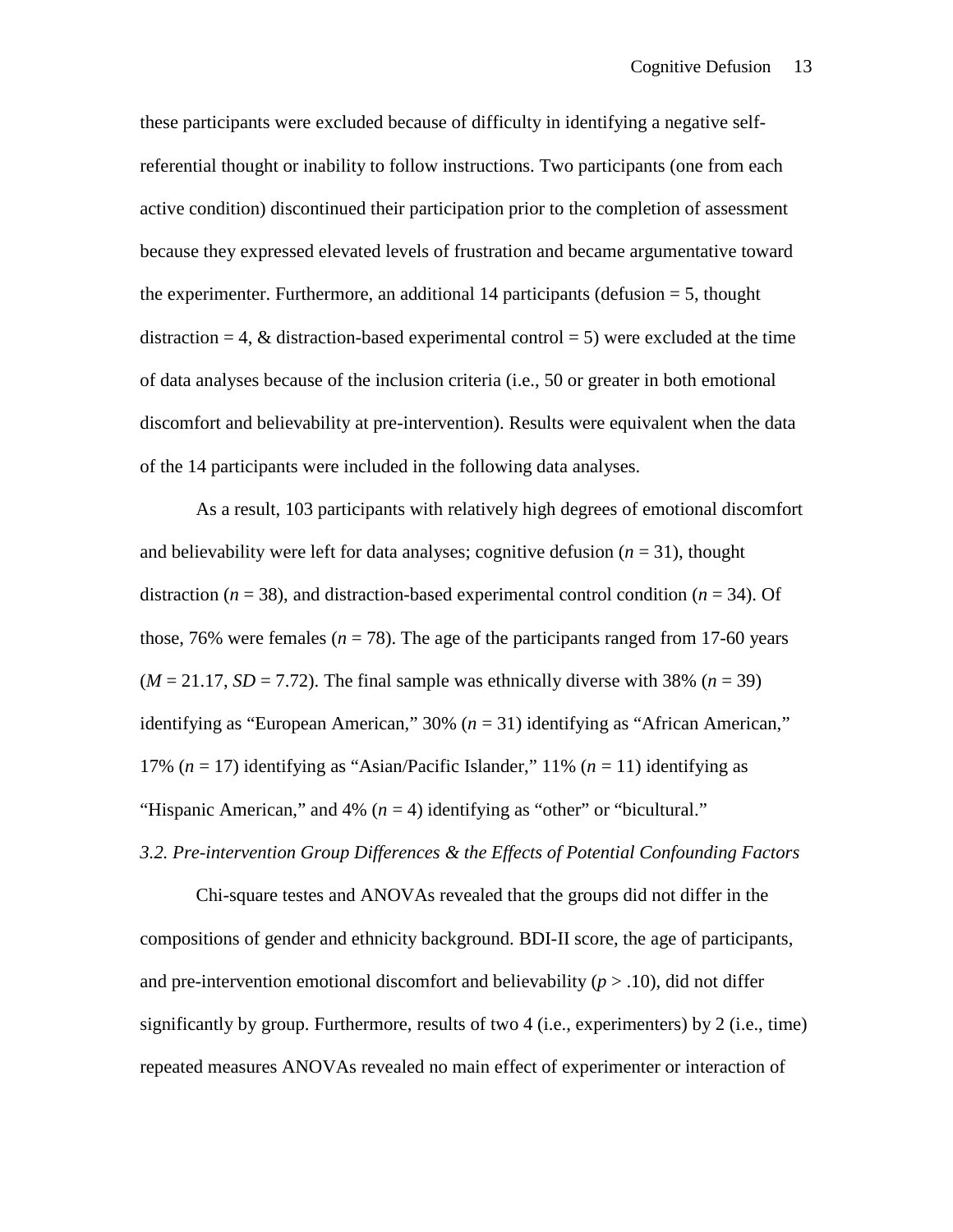these participants were excluded because of difficulty in identifying a negative self-referential thought or inability to follow instructions. Two participants (one from each active condition) discontinued their participation prior to the completion of assessment because they expressed elevated levels of frustration and became argumentative toward the experimenter. Furthermore, an additional 14 participants (defusion = 5, thought distraction = 4, & distraction-based experimental control = 5) were excluded at the time of data analyses because of the inclusion criteria (i.e., 50 or greater in both emotional discomfort and believability at pre-intervention). Results were equivalent when the data of the 14 participants were included in the following data analyses.

As a result, 103 participants with relatively high degrees of emotional discomfort and believability were left for data analyses; cognitive defusion ($n = 31$), thought distraction ($n = 38$), and distraction-based experimental control condition ($n = 34$). Of those, 76% were females ($n = 78$). The age of the participants ranged from 17-60 years ($M = 21.17$, $SD = 7.72$). The final sample was ethnically diverse with 38% ($n = 39$) identifying as "European American," 30% ($n = 31$) identifying as "African American," 17% ($n = 17$) identifying as "Asian/Pacific Islander," 11% ($n = 11$) identifying as "Hispanic American," and 4% ($n = 4$) identifying as "other" or "bicultural."

### *3.2. Pre-intervention Group Differences & the Effects of Potential Confounding Factors*

Chi-square testes and ANOVAs revealed that the groups did not differ in the compositions of gender and ethnicity background. BDI-II score, the age of participants, and pre-intervention emotional discomfort and believability ($p > .10$), did not differ significantly by group. Furthermore, results of two 4 (i.e., experimenters) by 2 (i.e., time) repeated measures ANOVAs revealed no main effect of experimenter or interaction of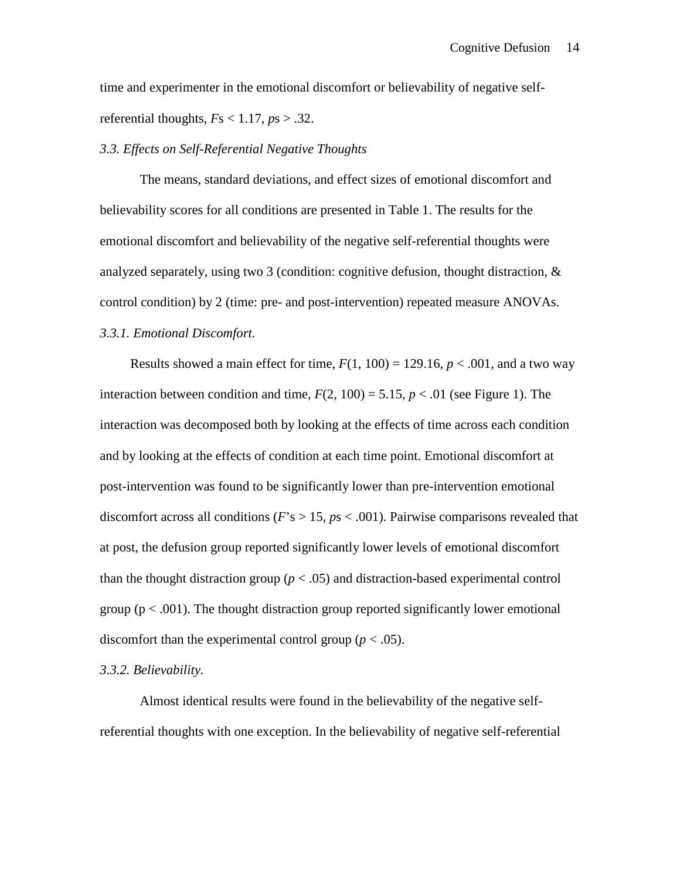time and experimenter in the emotional discomfort or believability of negative self-referential thoughts, $F$s $< 1.17$, $p$s $> .32$.

### *3.3. Effects on Self-Referential Negative Thoughts*

The means, standard deviations, and effect sizes of emotional discomfort and believability scores for all conditions are presented in Table 1. The results for the emotional discomfort and believability of the negative self-referential thoughts were analyzed separately, using two 3 (condition: cognitive defusion, thought distraction, & control condition) by 2 (time: pre- and post-intervention) repeated measure ANOVAs.

#### *3.3.1. Emotional Discomfort.*

Results showed a main effect for time, $F(1, 100) = 129.16$, $p < .001$, and a two way interaction between condition and time, $F(2, 100) = 5.15$, $p < .01$ (see Figure 1). The interaction was decomposed both by looking at the effects of time across each condition and by looking at the effects of condition at each time point. Emotional discomfort at post-intervention was found to be significantly lower than pre-intervention emotional discomfort across all conditions ($F$'s $> 15$, $p$s $< .001$). Pairwise comparisons revealed that at post, the defusion group reported significantly lower levels of emotional discomfort than the thought distraction group ($p < .05$) and distraction-based experimental control group ($p < .001$). The thought distraction group reported significantly lower emotional discomfort than the experimental control group ($p < .05$).

#### *3.3.2. Believability.*

Almost identical results were found in the believability of the negative self-referential thoughts with one exception. In the believability of negative self-referential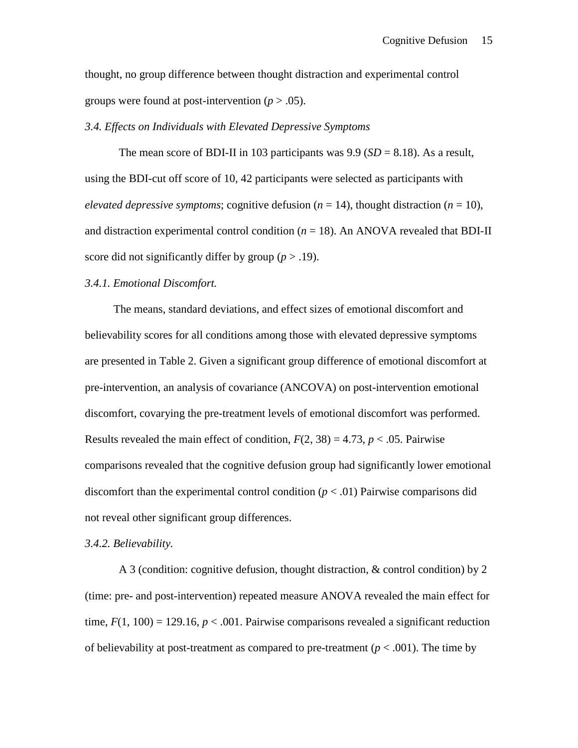thought, no group difference between thought distraction and experimental control groups were found at post-intervention ($p > .05$).

*3.4. Effects on Individuals with Elevated Depressive Symptoms*

The mean score of BDI-II in 103 participants was 9.9 ($SD = 8.18$). As a result, using the BDI-cut off score of 10, 42 participants were selected as participants with *elevated depressive symptoms*; cognitive defusion ($n = 14$), thought distraction ($n = 10$), and distraction experimental control condition ($n = 18$). An ANOVA revealed that BDI-II score did not significantly differ by group ($p > .19$).

*3.4.1. Emotional Discomfort.*

The means, standard deviations, and effect sizes of emotional discomfort and believability scores for all conditions among those with elevated depressive symptoms are presented in Table 2. Given a significant group difference of emotional discomfort at pre-intervention, an analysis of covariance (ANCOVA) on post-intervention emotional discomfort, covarying the pre-treatment levels of emotional discomfort was performed. Results revealed the main effect of condition, $F(2, 38) = 4.73$, $p < .05$. Pairwise comparisons revealed that the cognitive defusion group had significantly lower emotional discomfort than the experimental control condition ($p < .01$) Pairwise comparisons did not reveal other significant group differences.

*3.4.2. Believability.*

A 3 (condition: cognitive defusion, thought distraction, & control condition) by 2 (time: pre- and post-intervention) repeated measure ANOVA revealed the main effect for time, $F(1, 100) = 129.16$, $p < .001$. Pairwise comparisons revealed a significant reduction of believability at post-treatment as compared to pre-treatment ($p < .001$). The time by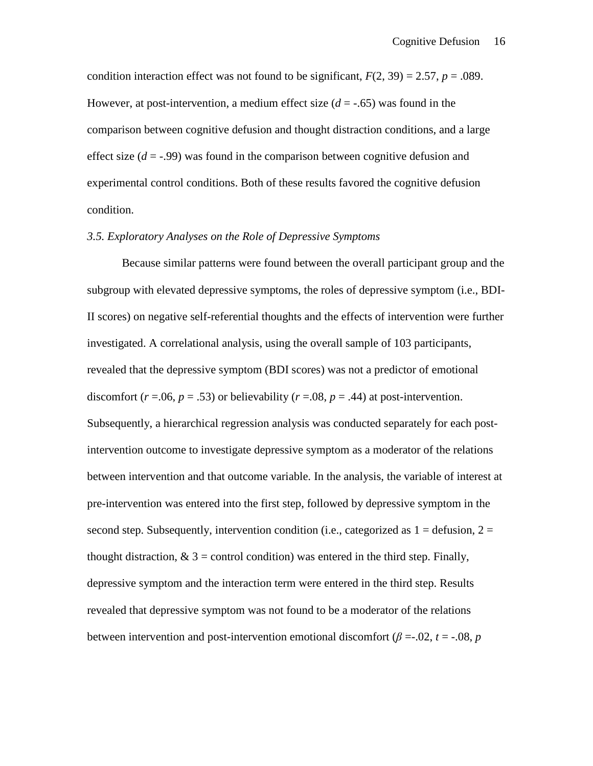condition interaction effect was not found to be significant, $F(2, 39) = 2.57$, $p = .089$. However, at post-intervention, a medium effect size ($d = -.65$) was found in the comparison between cognitive defusion and thought distraction conditions, and a large effect size ($d = -.99$) was found in the comparison between cognitive defusion and experimental control conditions. Both of these results favored the cognitive defusion condition.

### *3.5. Exploratory Analyses on the Role of Depressive Symptoms*

Because similar patterns were found between the overall participant group and the subgroup with elevated depressive symptoms, the roles of depressive symptom (i.e., BDI-II scores) on negative self-referential thoughts and the effects of intervention were further investigated. A correlational analysis, using the overall sample of 103 participants, revealed that the depressive symptom (BDI scores) was not a predictor of emotional discomfort ($r = .06$, $p = .53$) or believability ($r = .08$, $p = .44$) at post-intervention. Subsequently, a hierarchical regression analysis was conducted separately for each post-intervention outcome to investigate depressive symptom as a moderator of the relations between intervention and that outcome variable. In the analysis, the variable of interest at pre-intervention was entered into the first step, followed by depressive symptom in the second step. Subsequently, intervention condition (i.e., categorized as 1 = defusion, 2 = thought distraction, & 3 = control condition) was entered in the third step. Finally, depressive symptom and the interaction term were entered in the third step. Results revealed that depressive symptom was not found to be a moderator of the relations between intervention and post-intervention emotional discomfort ($\beta = -.02$, $t = -.08$, $p$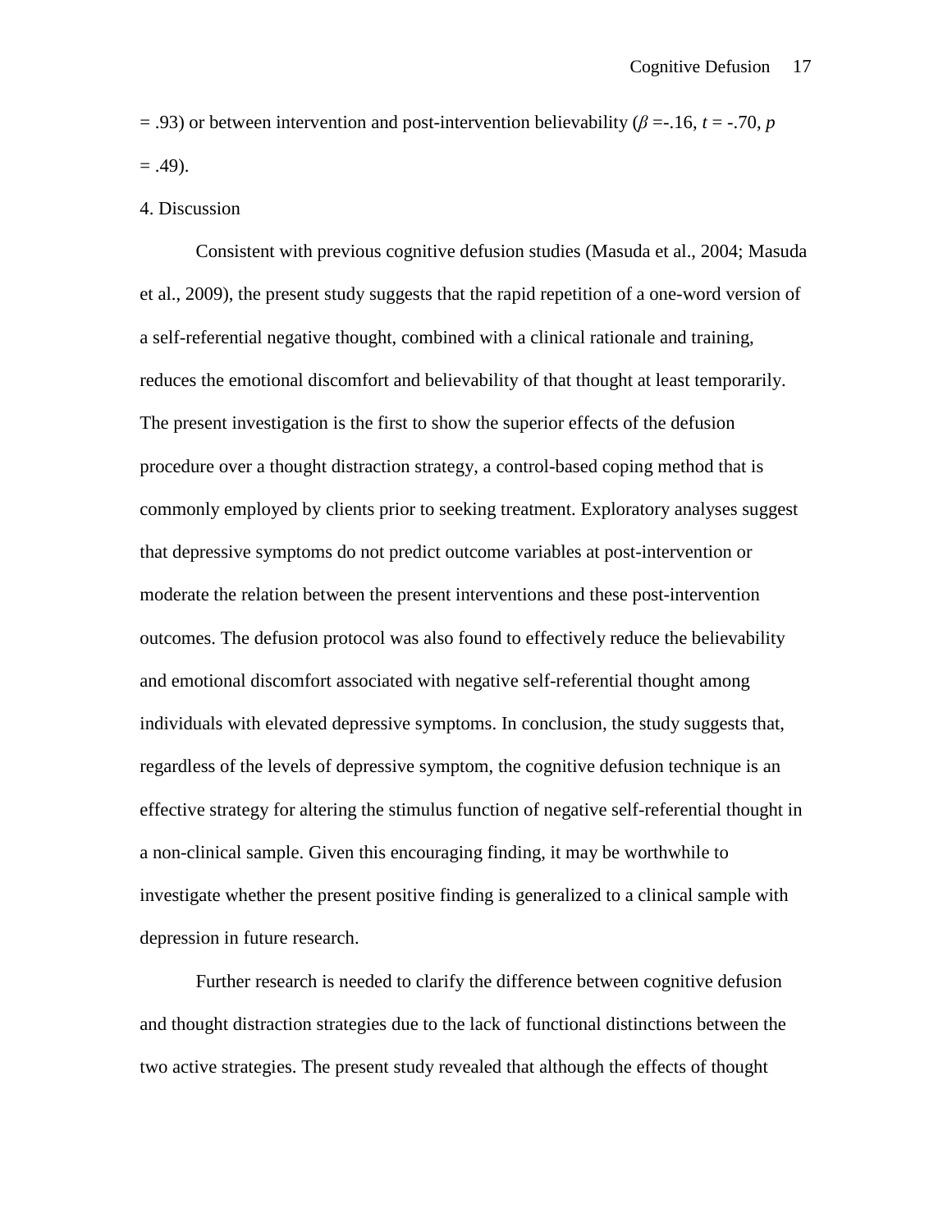= .93) or between intervention and post-intervention believability ($\beta$ =-.16, $t$ = -.70, $p$ = .49).

## 4. Discussion

Consistent with previous cognitive defusion studies (Masuda et al., 2004; Masuda et al., 2009), the present study suggests that the rapid repetition of a one-word version of a self-referential negative thought, combined with a clinical rationale and training, reduces the emotional discomfort and believability of that thought at least temporarily. The present investigation is the first to show the superior effects of the defusion procedure over a thought distraction strategy, a control-based coping method that is commonly employed by clients prior to seeking treatment. Exploratory analyses suggest that depressive symptoms do not predict outcome variables at post-intervention or moderate the relation between the present interventions and these post-intervention outcomes. The defusion protocol was also found to effectively reduce the believability and emotional discomfort associated with negative self-referential thought among individuals with elevated depressive symptoms. In conclusion, the study suggests that, regardless of the levels of depressive symptom, the cognitive defusion technique is an effective strategy for altering the stimulus function of negative self-referential thought in a non-clinical sample. Given this encouraging finding, it may be worthwhile to investigate whether the present positive finding is generalized to a clinical sample with depression in future research.

Further research is needed to clarify the difference between cognitive defusion and thought distraction strategies due to the lack of functional distinctions between the two active strategies. The present study revealed that although the effects of thought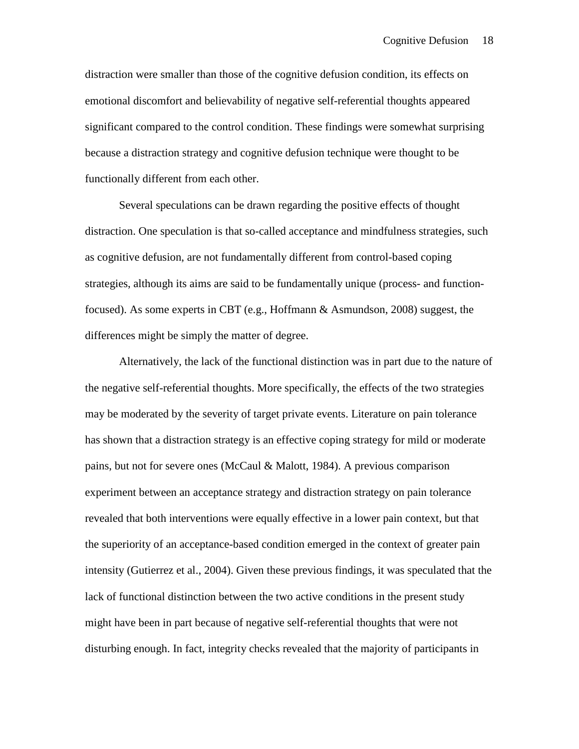distraction were smaller than those of the cognitive defusion condition, its effects on emotional discomfort and believability of negative self-referential thoughts appeared significant compared to the control condition. These findings were somewhat surprising because a distraction strategy and cognitive defusion technique were thought to be functionally different from each other.

Several speculations can be drawn regarding the positive effects of thought distraction. One speculation is that so-called acceptance and mindfulness strategies, such as cognitive defusion, are not fundamentally different from control-based coping strategies, although its aims are said to be fundamentally unique (process- and function-focused). As some experts in CBT (e.g., Hoffmann & Asmundson, 2008) suggest, the differences might be simply the matter of degree.

Alternatively, the lack of the functional distinction was in part due to the nature of the negative self-referential thoughts. More specifically, the effects of the two strategies may be moderated by the severity of target private events. Literature on pain tolerance has shown that a distraction strategy is an effective coping strategy for mild or moderate pains, but not for severe ones (McCaul & Malott, 1984). A previous comparison experiment between an acceptance strategy and distraction strategy on pain tolerance revealed that both interventions were equally effective in a lower pain context, but that the superiority of an acceptance-based condition emerged in the context of greater pain intensity (Gutierrez et al., 2004). Given these previous findings, it was speculated that the lack of functional distinction between the two active conditions in the present study might have been in part because of negative self-referential thoughts that were not disturbing enough. In fact, integrity checks revealed that the majority of participants in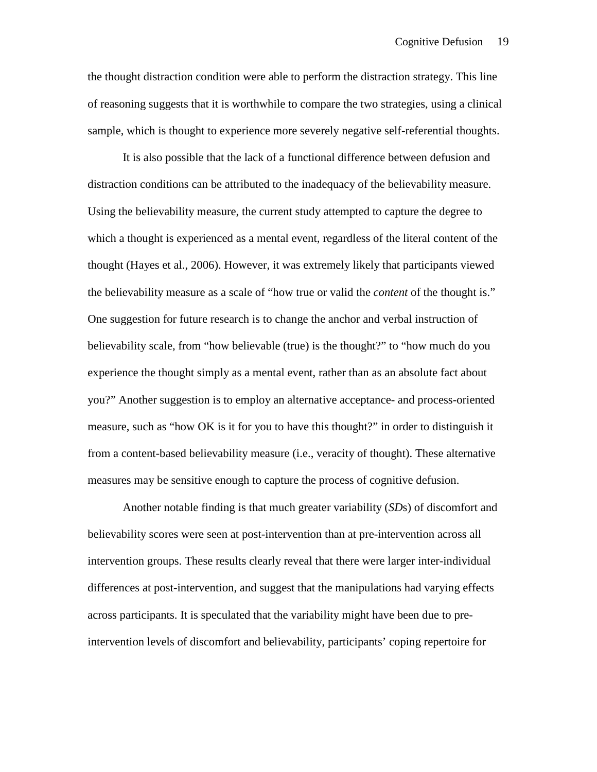the thought distraction condition were able to perform the distraction strategy. This line of reasoning suggests that it is worthwhile to compare the two strategies, using a clinical sample, which is thought to experience more severely negative self-referential thoughts.

It is also possible that the lack of a functional difference between defusion and distraction conditions can be attributed to the inadequacy of the believability measure. Using the believability measure, the current study attempted to capture the degree to which a thought is experienced as a mental event, regardless of the literal content of the thought (Hayes et al., 2006). However, it was extremely likely that participants viewed the believability measure as a scale of "how true or valid the *content* of the thought is." One suggestion for future research is to change the anchor and verbal instruction of believability scale, from "how believable (true) is the thought?" to "how much do you experience the thought simply as a mental event, rather than as an absolute fact about you?" Another suggestion is to employ an alternative acceptance- and process-oriented measure, such as "how OK is it for you to have this thought?" in order to distinguish it from a content-based believability measure (i.e., veracity of thought). These alternative measures may be sensitive enough to capture the process of cognitive defusion.

Another notable finding is that much greater variability (*SD*s) of discomfort and believability scores were seen at post-intervention than at pre-intervention across all intervention groups. These results clearly reveal that there were larger inter-individual differences at post-intervention, and suggest that the manipulations had varying effects across participants. It is speculated that the variability might have been due to pre-intervention levels of discomfort and believability, participants' coping repertoire for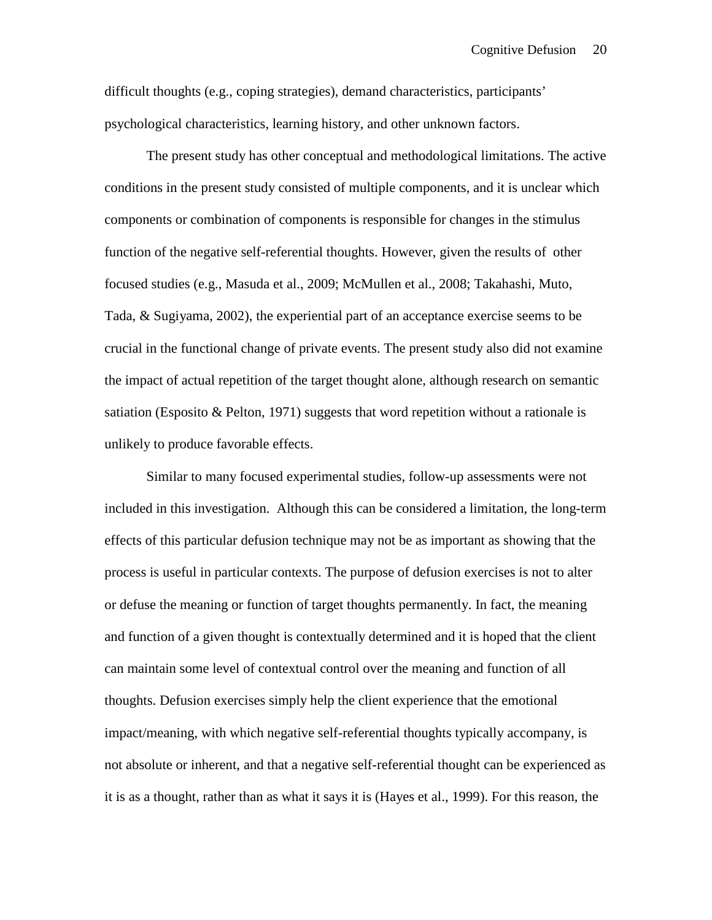difficult thoughts (e.g., coping strategies), demand characteristics, participants' psychological characteristics, learning history, and other unknown factors.

The present study has other conceptual and methodological limitations. The active conditions in the present study consisted of multiple components, and it is unclear which components or combination of components is responsible for changes in the stimulus function of the negative self-referential thoughts. However, given the results of other focused studies (e.g., Masuda et al., 2009; McMullen et al., 2008; Takahashi, Muto, Tada, & Sugiyama, 2002), the experiential part of an acceptance exercise seems to be crucial in the functional change of private events. The present study also did not examine the impact of actual repetition of the target thought alone, although research on semantic satiation (Esposito & Pelton, 1971) suggests that word repetition without a rationale is unlikely to produce favorable effects.

Similar to many focused experimental studies, follow-up assessments were not included in this investigation. Although this can be considered a limitation, the long-term effects of this particular defusion technique may not be as important as showing that the process is useful in particular contexts. The purpose of defusion exercises is not to alter or defuse the meaning or function of target thoughts permanently. In fact, the meaning and function of a given thought is contextually determined and it is hoped that the client can maintain some level of contextual control over the meaning and function of all thoughts. Defusion exercises simply help the client experience that the emotional impact/meaning, with which negative self-referential thoughts typically accompany, is not absolute or inherent, and that a negative self-referential thought can be experienced as it is as a thought, rather than as what it says it is (Hayes et al., 1999). For this reason, the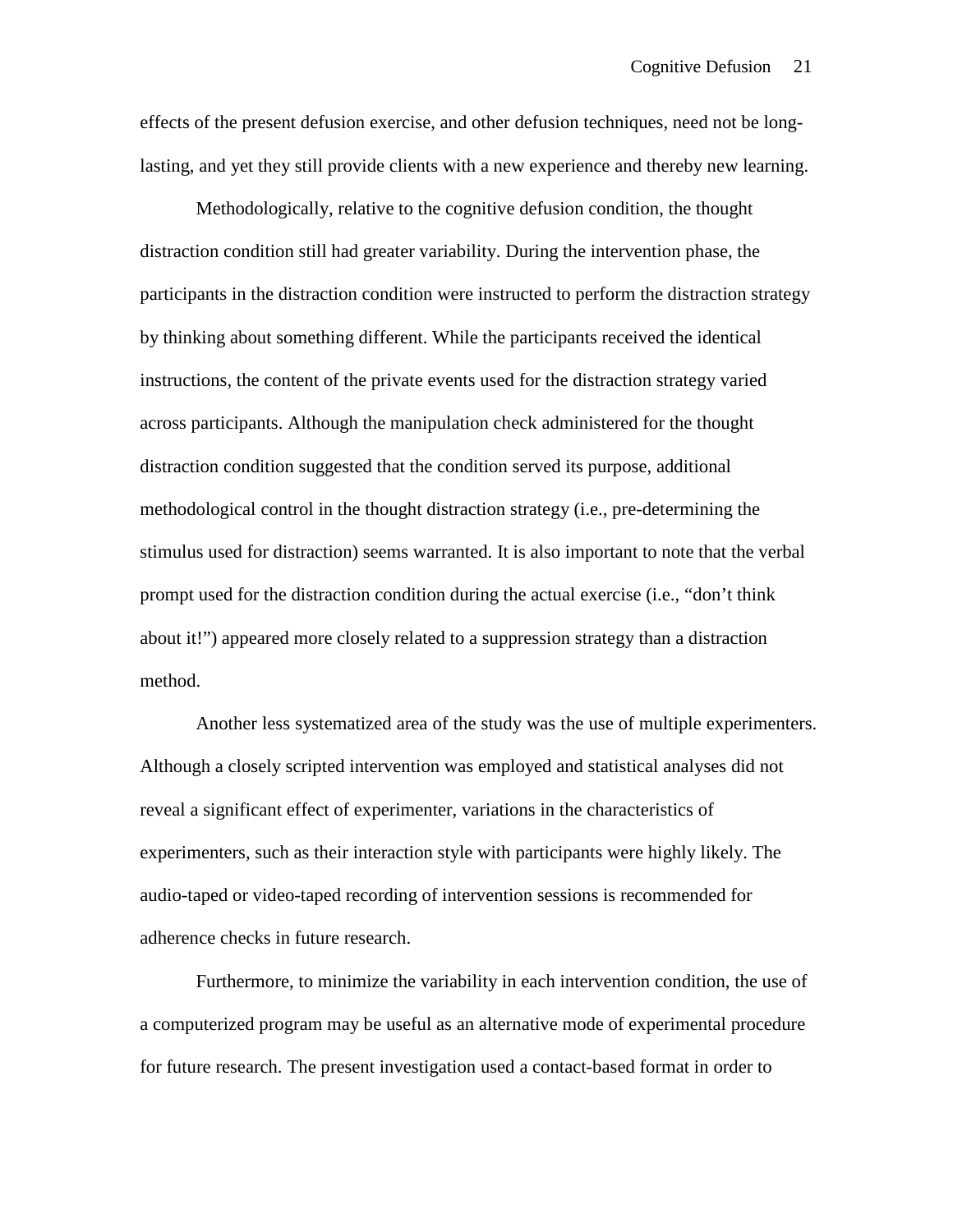effects of the present defusion exercise, and other defusion techniques, need not be long-lasting, and yet they still provide clients with a new experience and thereby new learning.

Methodologically, relative to the cognitive defusion condition, the thought distraction condition still had greater variability. During the intervention phase, the participants in the distraction condition were instructed to perform the distraction strategy by thinking about something different. While the participants received the identical instructions, the content of the private events used for the distraction strategy varied across participants. Although the manipulation check administered for the thought distraction condition suggested that the condition served its purpose, additional methodological control in the thought distraction strategy (i.e., pre-determining the stimulus used for distraction) seems warranted. It is also important to note that the verbal prompt used for the distraction condition during the actual exercise (i.e., "don't think about it!") appeared more closely related to a suppression strategy than a distraction method.

Another less systematized area of the study was the use of multiple experimenters. Although a closely scripted intervention was employed and statistical analyses did not reveal a significant effect of experimenter, variations in the characteristics of experimenters, such as their interaction style with participants were highly likely. The audio-taped or video-taped recording of intervention sessions is recommended for adherence checks in future research.

Furthermore, to minimize the variability in each intervention condition, the use of a computerized program may be useful as an alternative mode of experimental procedure for future research. The present investigation used a contact-based format in order to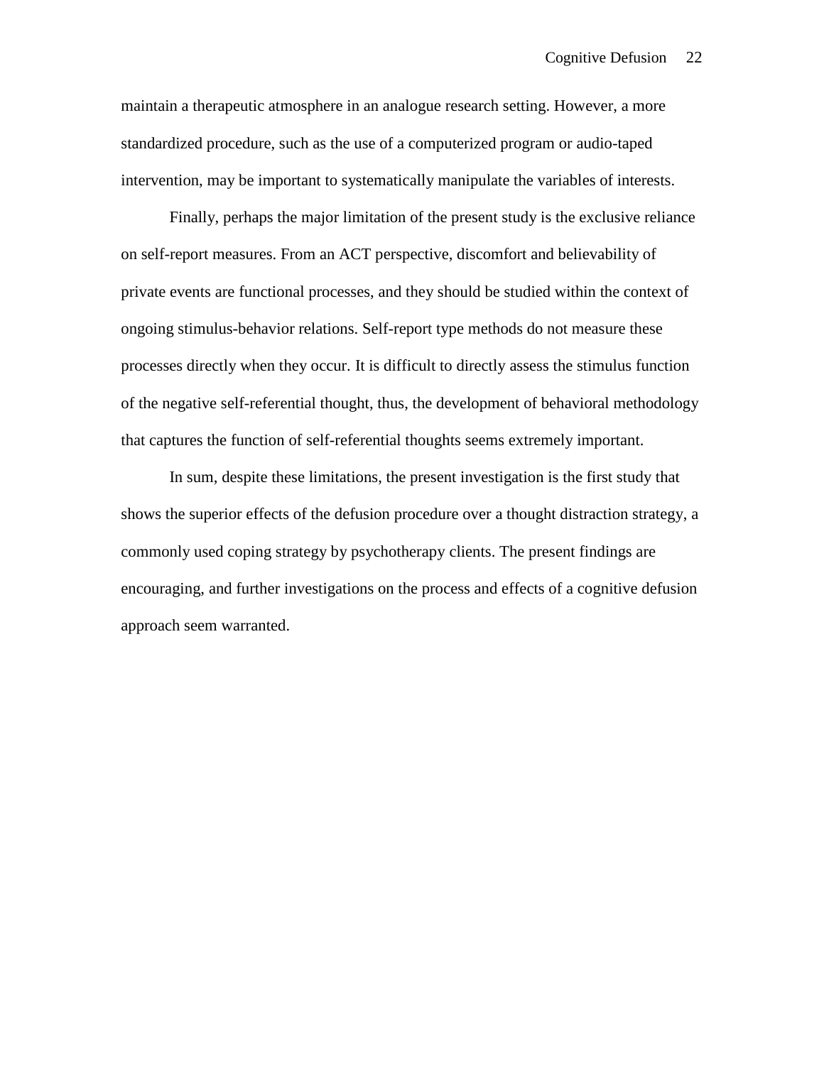maintain a therapeutic atmosphere in an analogue research setting. However, a more standardized procedure, such as the use of a computerized program or audio-taped intervention, may be important to systematically manipulate the variables of interests.

Finally, perhaps the major limitation of the present study is the exclusive reliance on self-report measures. From an ACT perspective, discomfort and believability of private events are functional processes, and they should be studied within the context of ongoing stimulus-behavior relations. Self-report type methods do not measure these processes directly when they occur. It is difficult to directly assess the stimulus function of the negative self-referential thought, thus, the development of behavioral methodology that captures the function of self-referential thoughts seems extremely important.

In sum, despite these limitations, the present investigation is the first study that shows the superior effects of the defusion procedure over a thought distraction strategy, a commonly used coping strategy by psychotherapy clients. The present findings are encouraging, and further investigations on the process and effects of a cognitive defusion approach seem warranted.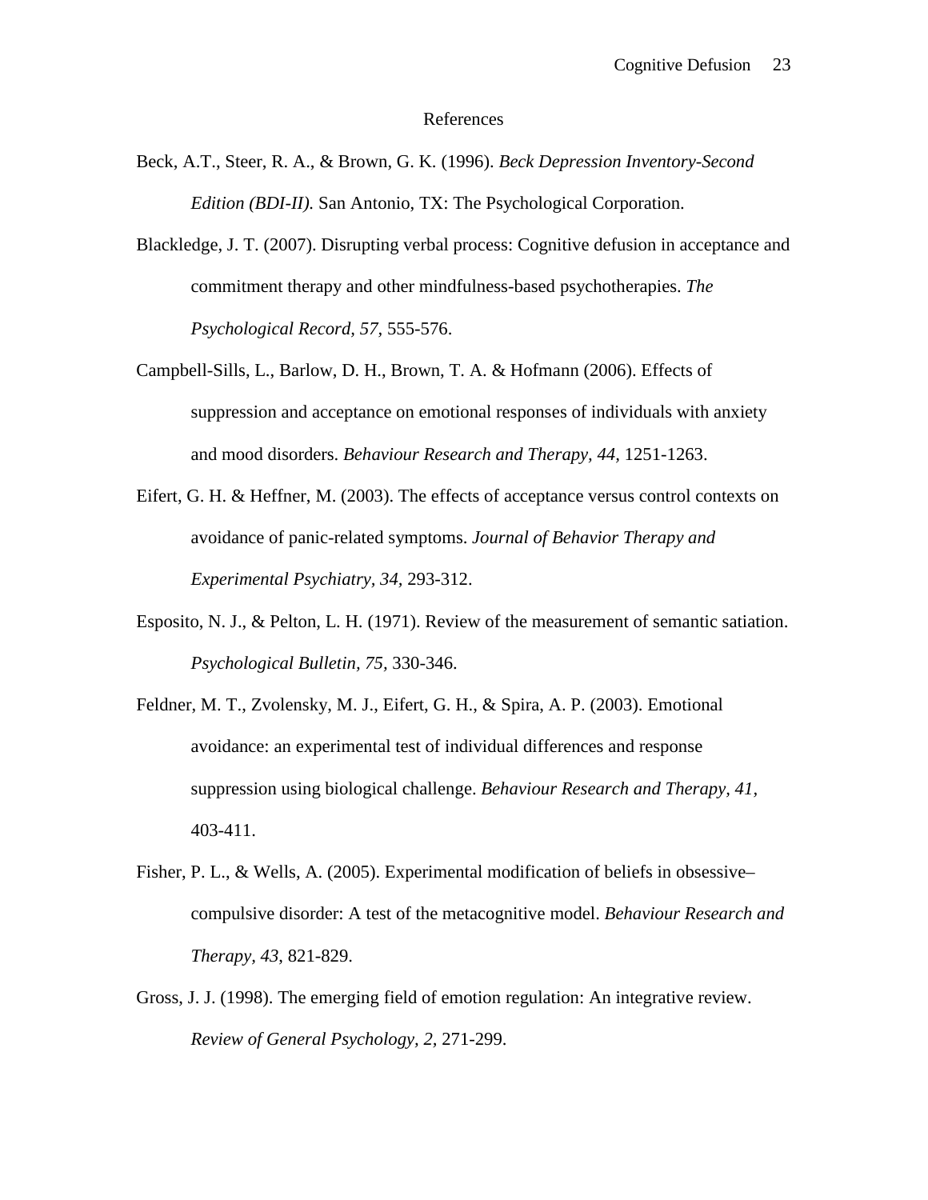# References

Beck, A.T., Steer, R. A., & Brown, G. K. (1996). *Beck Depression Inventory-Second Edition (BDI-II).* San Antonio, TX: The Psychological Corporation.

Blackledge, J. T. (2007). Disrupting verbal process: Cognitive defusion in acceptance and commitment therapy and other mindfulness-based psychotherapies. *The Psychological Record, 57,* 555-576.

Campbell-Sills, L., Barlow, D. H., Brown, T. A. & Hofmann (2006). Effects of suppression and acceptance on emotional responses of individuals with anxiety and mood disorders. *Behaviour Research and Therapy, 44,* 1251-1263.

Eifert, G. H. & Heffner, M. (2003). The effects of acceptance versus control contexts on avoidance of panic-related symptoms. *Journal of Behavior Therapy and Experimental Psychiatry, 34,* 293-312.

Esposito, N. J., & Pelton, L. H. (1971). Review of the measurement of semantic satiation. *Psychological Bulletin, 75,* 330-346.

Feldner, M. T., Zvolensky, M. J., Eifert, G. H., & Spira, A. P. (2003). Emotional avoidance: an experimental test of individual differences and response suppression using biological challenge. *Behaviour Research and Therapy, 41,* 403-411.

Fisher, P. L., & Wells, A. (2005). Experimental modification of beliefs in obsessive–compulsive disorder: A test of the metacognitive model. *Behaviour Research and Therapy, 43,* 821-829.

Gross, J. J. (1998). The emerging field of emotion regulation: An integrative review. *Review of General Psychology, 2,* 271-299.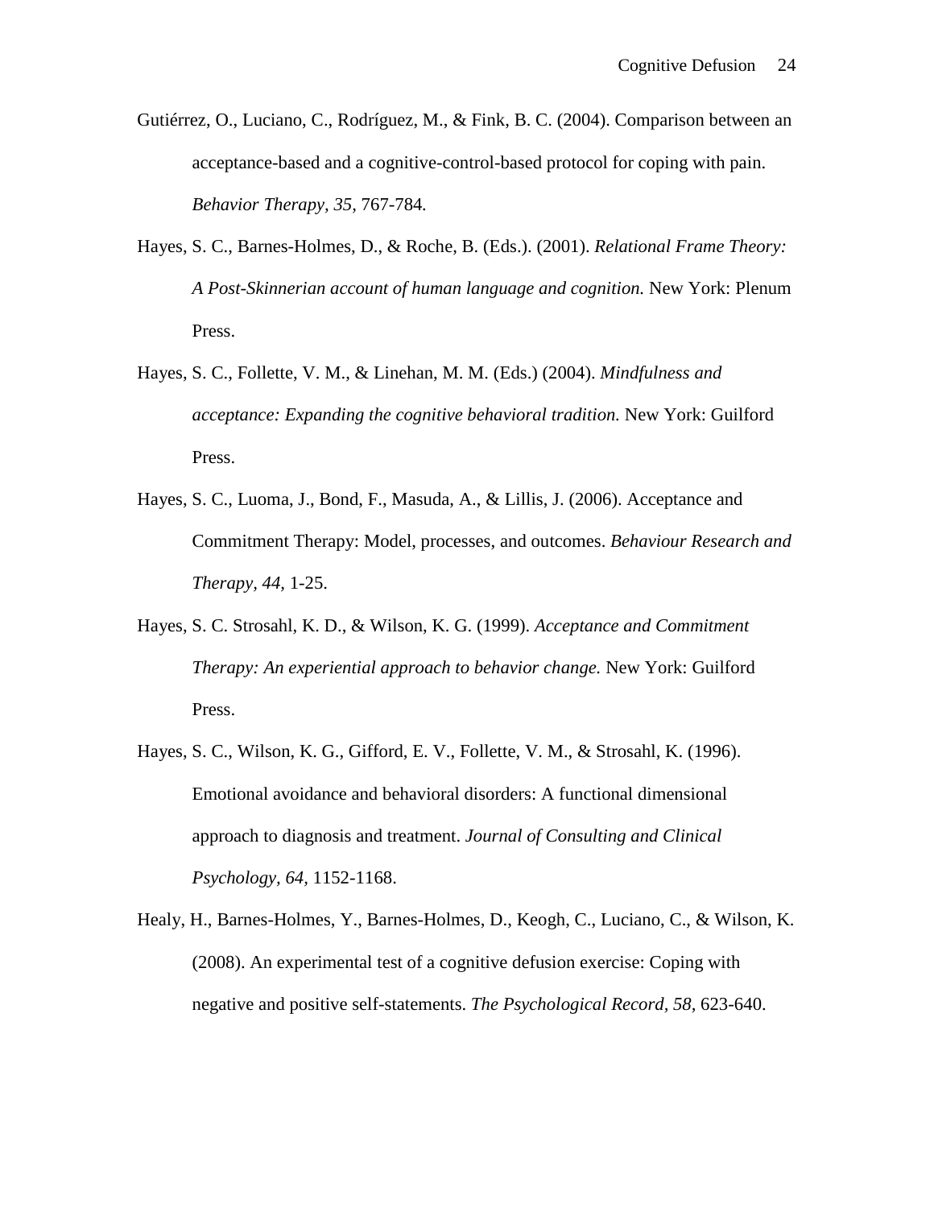Gutiérrez, O., Luciano, C., Rodríguez, M., & Fink, B. C. (2004). Comparison between an acceptance-based and a cognitive-control-based protocol for coping with pain. *Behavior Therapy, 35,* 767-784*.*

Hayes, S. C., Barnes-Holmes, D., & Roche, B. (Eds.). (2001). *Relational Frame Theory: A Post-Skinnerian account of human language and cognition.* New York: Plenum Press.

Hayes, S. C., Follette, V. M., & Linehan, M. M. (Eds.) (2004). *Mindfulness and acceptance: Expanding the cognitive behavioral tradition.* New York: Guilford Press.

Hayes, S. C., Luoma, J., Bond, F., Masuda, A., & Lillis, J. (2006). Acceptance and Commitment Therapy: Model, processes, and outcomes. *Behaviour Research and Therapy, 44,* 1-25.

Hayes, S. C. Strosahl, K. D., & Wilson, K. G. (1999). *Acceptance and Commitment Therapy: An experiential approach to behavior change.* New York: Guilford Press.

Hayes, S. C., Wilson, K. G., Gifford, E. V., Follette, V. M., & Strosahl, K. (1996). Emotional avoidance and behavioral disorders: A functional dimensional approach to diagnosis and treatment. *Journal of Consulting and Clinical Psychology, 64,* 1152-1168.

Healy, H., Barnes-Holmes, Y., Barnes-Holmes, D., Keogh, C., Luciano, C., & Wilson, K. (2008). An experimental test of a cognitive defusion exercise: Coping with negative and positive self-statements. *The Psychological Record, 58,* 623-640.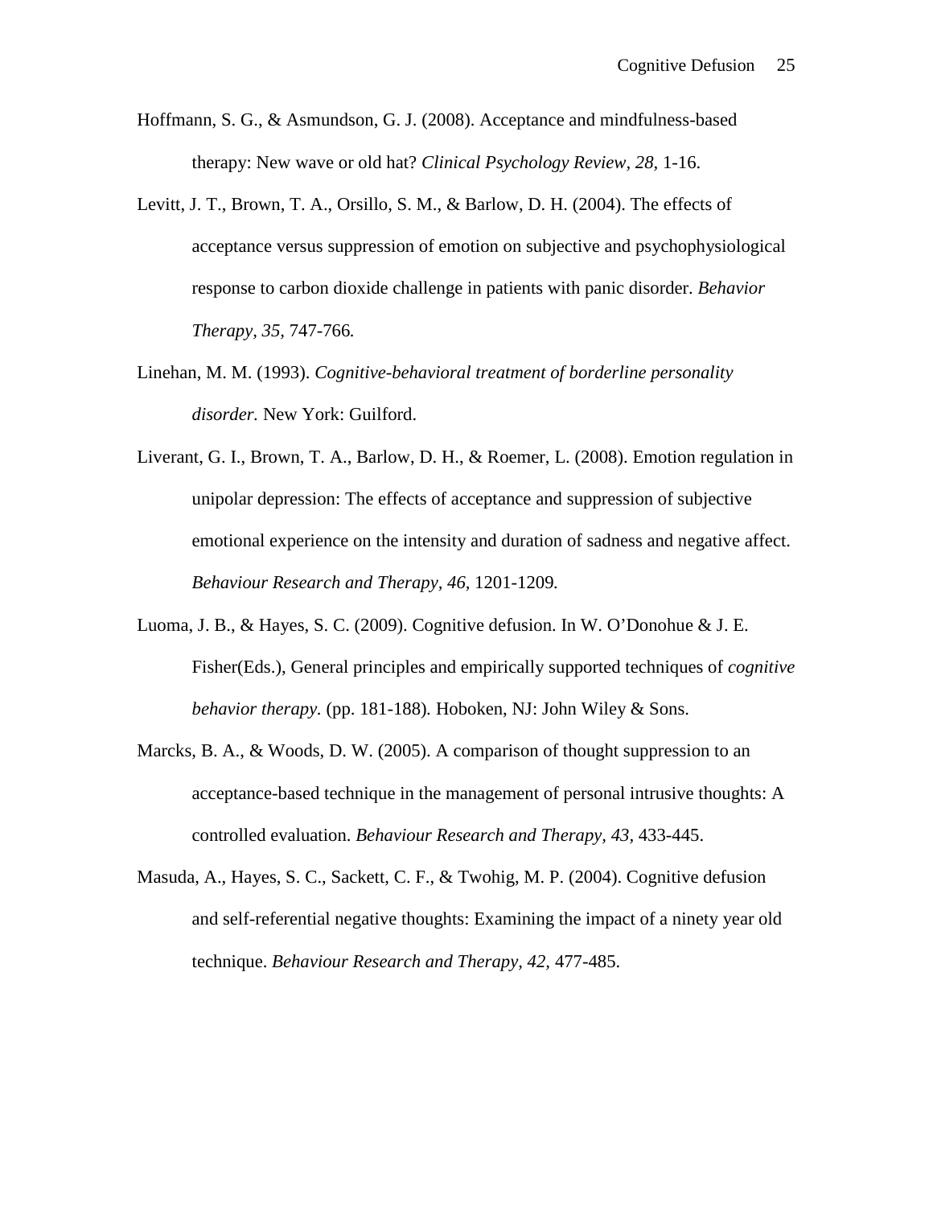Hoffmann, S. G., & Asmundson, G. J. (2008). Acceptance and mindfulness-based therapy: New wave or old hat? *Clinical Psychology Review, 28,* 1-16.

Levitt, J. T., Brown, T. A., Orsillo, S. M., & Barlow, D. H. (2004). The effects of acceptance versus suppression of emotion on subjective and psychophysiological response to carbon dioxide challenge in patients with panic disorder. *Behavior Therapy, 35,* 747-766*.*

Linehan, M. M. (1993). *Cognitive-behavioral treatment of borderline personality disorder.* New York: Guilford.

Liverant, G. I., Brown, T. A., Barlow, D. H., & Roemer, L. (2008). Emotion regulation in unipolar depression: The effects of acceptance and suppression of subjective emotional experience on the intensity and duration of sadness and negative affect. *Behaviour Research and Therapy, 46,* 1201-1209*.*

Luoma, J. B., & Hayes, S. C. (2009). Cognitive defusion. In W. O'Donohue & J. E. Fisher(Eds.), General principles and empirically supported techniques of *cognitive behavior therapy.* (pp. 181-188)*.* Hoboken, NJ: John Wiley & Sons.

Marcks, B. A., & Woods, D. W. (2005). A comparison of thought suppression to an acceptance-based technique in the management of personal intrusive thoughts: A controlled evaluation. *Behaviour Research and Therapy, 43,* 433-445.

Masuda, A., Hayes, S. C., Sackett, C. F., & Twohig, M. P. (2004). Cognitive defusion and self-referential negative thoughts: Examining the impact of a ninety year old technique. *Behaviour Research and Therapy, 42,* 477-485.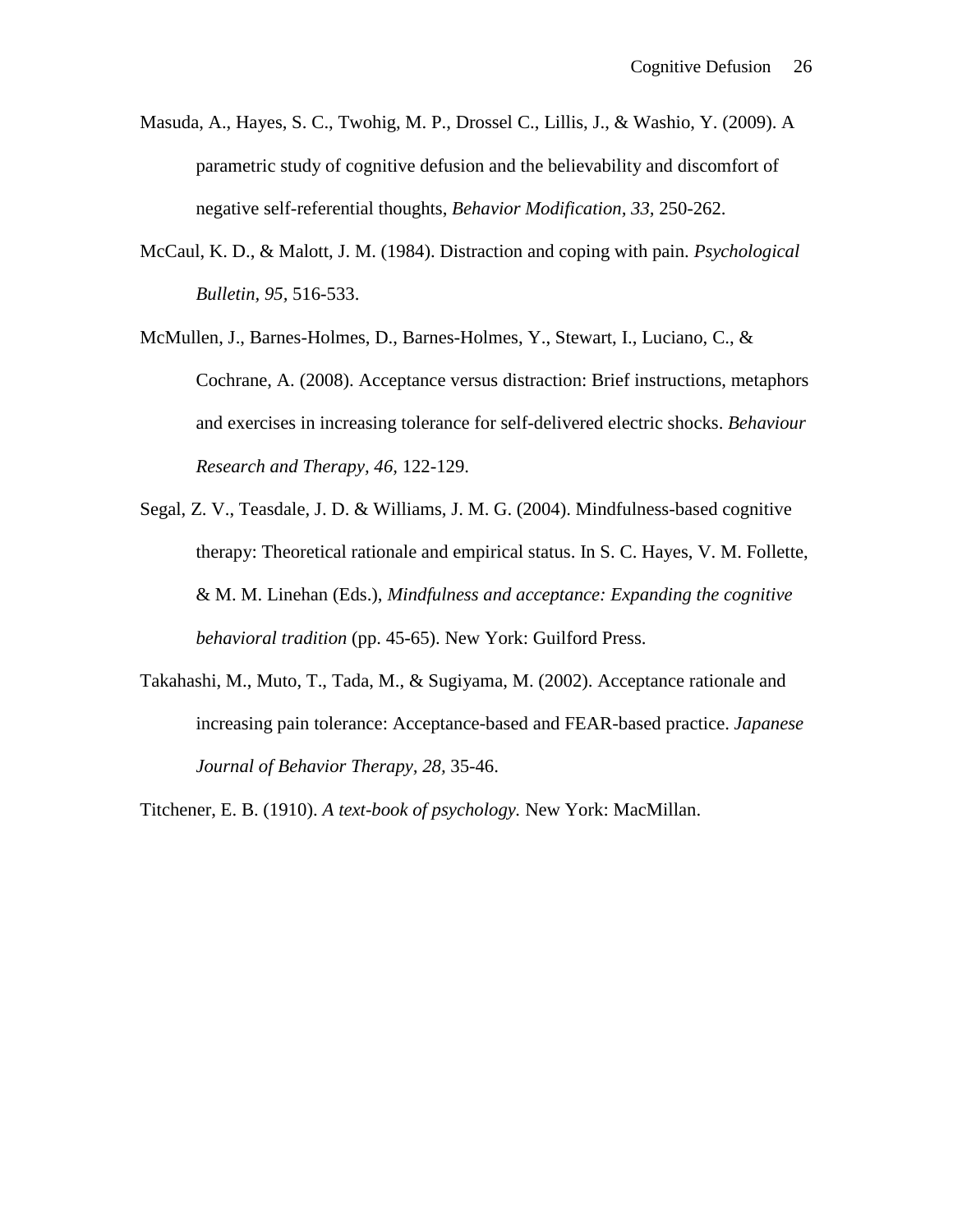Masuda, A., Hayes, S. C., Twohig, M. P., Drossel C., Lillis, J., & Washio, Y. (2009). A parametric study of cognitive defusion and the believability and discomfort of negative self-referential thoughts, *Behavior Modification, 33*, 250-262.

McCaul, K. D., & Malott, J. M. (1984). Distraction and coping with pain. *Psychological Bulletin, 95*, 516-533.

McMullen, J., Barnes-Holmes, D., Barnes-Holmes, Y., Stewart, I., Luciano, C., & Cochrane, A. (2008). Acceptance versus distraction: Brief instructions, metaphors and exercises in increasing tolerance for self-delivered electric shocks. *Behaviour Research and Therapy, 46,* 122-129.

Segal, Z. V., Teasdale, J. D. & Williams, J. M. G. (2004). Mindfulness-based cognitive therapy: Theoretical rationale and empirical status. In S. C. Hayes, V. M. Follette, & M. M. Linehan (Eds.), *Mindfulness and acceptance: Expanding the cognitive behavioral tradition* (pp. 45-65). New York: Guilford Press.

Takahashi, M., Muto, T., Tada, M., & Sugiyama, M. (2002). Acceptance rationale and increasing pain tolerance: Acceptance-based and FEAR-based practice. *Japanese Journal of Behavior Therapy, 28,* 35-46.

Titchener, E. B. (1910). *A text-book of psychology.* New York: MacMillan.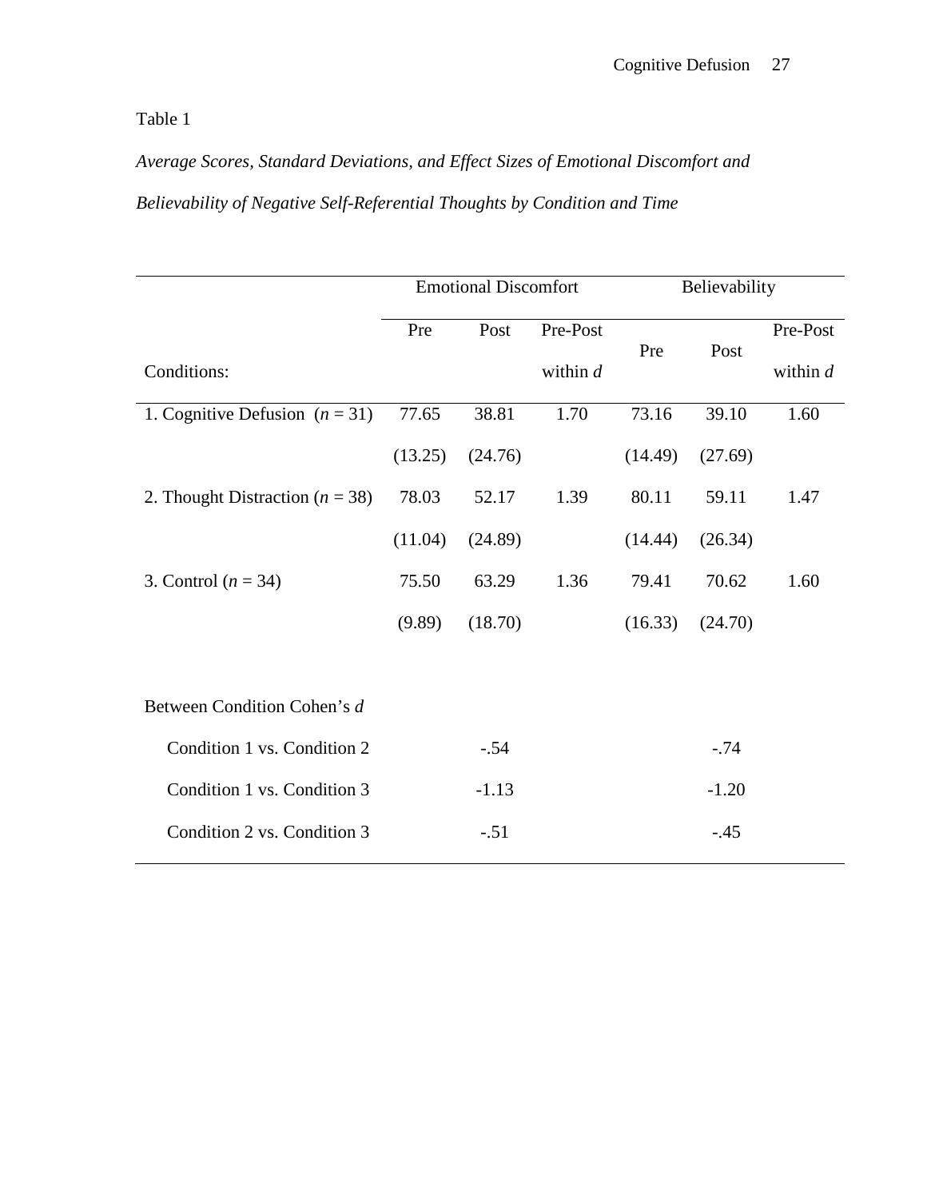Table 1

*Average Scores, Standard Deviations, and Effect Sizes of Emotional Discomfort and Believability of Negative Self-Referential Thoughts by Condition and Time*

| | Emotional Discomfort | | | Believability | | |
|---|---|---|---|---|---|---|
| Conditions: | Pre | Post | Pre-Post within *d* | Pre | Post | Pre-Post within *d* |
| 1. Cognitive Defusion ($n = 31$) | 77.65 | 38.81 | 1.70 | 73.16 | 39.10 | 1.60 |
| | (13.25) | (24.76) | | (14.49) | (27.69) | |
| 2. Thought Distraction ($n = 38$) | 78.03 | 52.17 | 1.39 | 80.11 | 59.11 | 1.47 |
| | (11.04) | (24.89) | | (14.44) | (26.34) | |
| 3. Control ($n = 34$) | 75.50 | 63.29 | 1.36 | 79.41 | 70.62 | 1.60 |
| | (9.89) | (18.70) | | (16.33) | (24.70) | |
| Between Condition Cohen's *d* | | | | | | |
| Condition 1 vs. Condition 2 | | -.54 | | | -.74 | |
| Condition 1 vs. Condition 3 | | -1.13 | | | -1.20 | |
| Condition 2 vs. Condition 3 | | -.51 | | | -.45 | |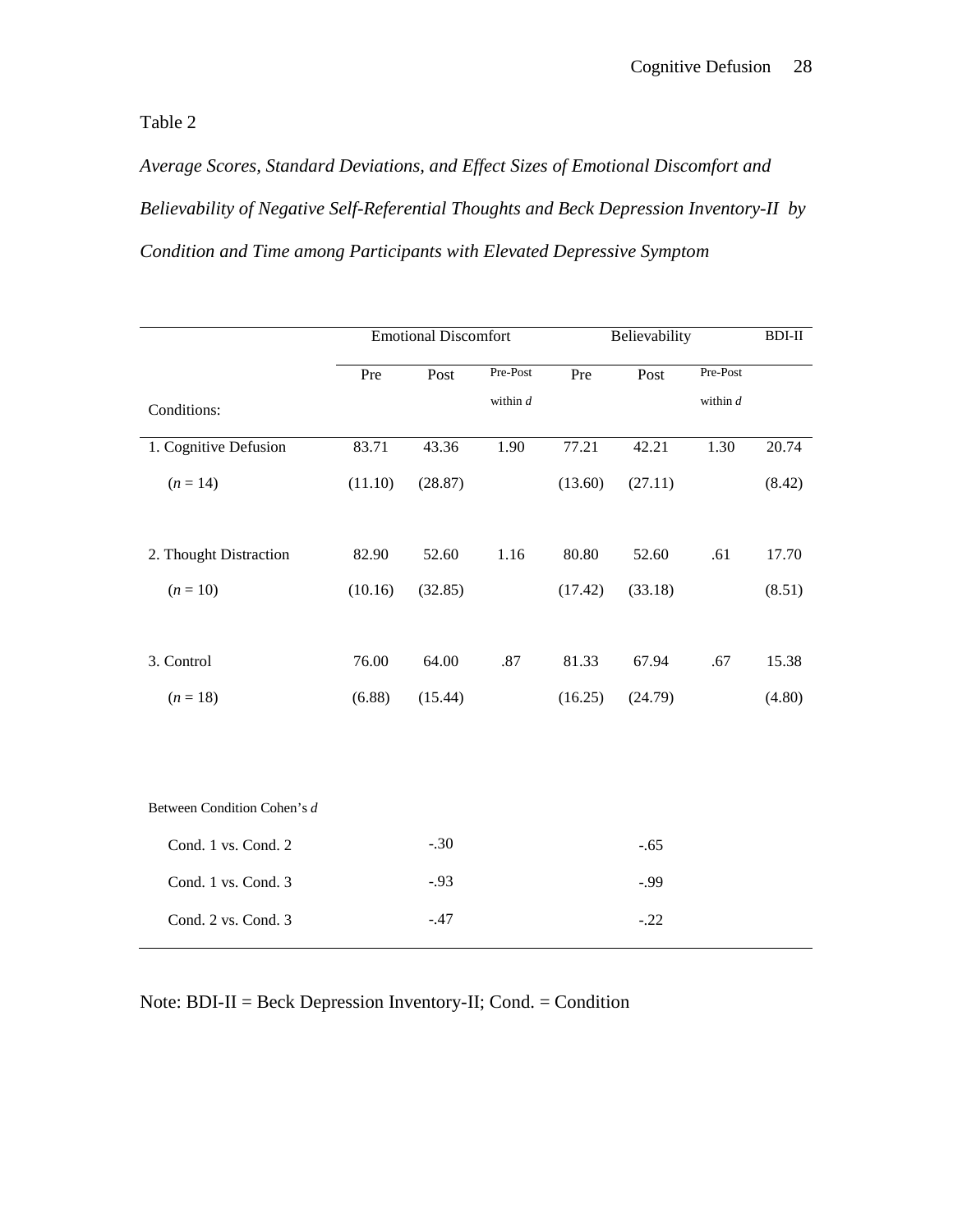Table 2

*Average Scores, Standard Deviations, and Effect Sizes of Emotional Discomfort and Believability of Negative Self-Referential Thoughts and Beck Depression Inventory-II by Condition and Time among Participants with Elevated Depressive Symptom*

| | Emotional Discomfort | | | Believability | | | BDI-II |
|---|---|---|---|---|---|---|---|
| Conditions: | Pre | Post | Pre-Post within *d* | Pre | Post | Pre-Post within *d* | |
| 1. Cognitive Defusion | 83.71 | 43.36 | 1.90 | 77.21 | 42.21 | 1.30 | 20.74 |
| ($n$ = 14) | (11.10) | (28.87) | | (13.60) | (27.11) | | (8.42) |
| 2. Thought Distraction | 82.90 | 52.60 | 1.16 | 80.80 | 52.60 | .61 | 17.70 |
| ($n$ = 10) | (10.16) | (32.85) | | (17.42) | (33.18) | | (8.51) |
| 3. Control | 76.00 | 64.00 | .87 | 81.33 | 67.94 | .67 | 15.38 |
| ($n$ = 18) | (6.88) | (15.44) | | (16.25) | (24.79) | | (4.80) |
| Between Condition Cohen's *d* | | | | | | | |
| Cond. 1 vs. Cond. 2 | | -.30 | | | -.65 | | |
| Cond. 1 vs. Cond. 3 | | -.93 | | | -.99 | | |
| Cond. 2 vs. Cond. 3 | | -.47 | | | -.22 | | |

Note: BDI-II = Beck Depression Inventory-II; Cond. = Condition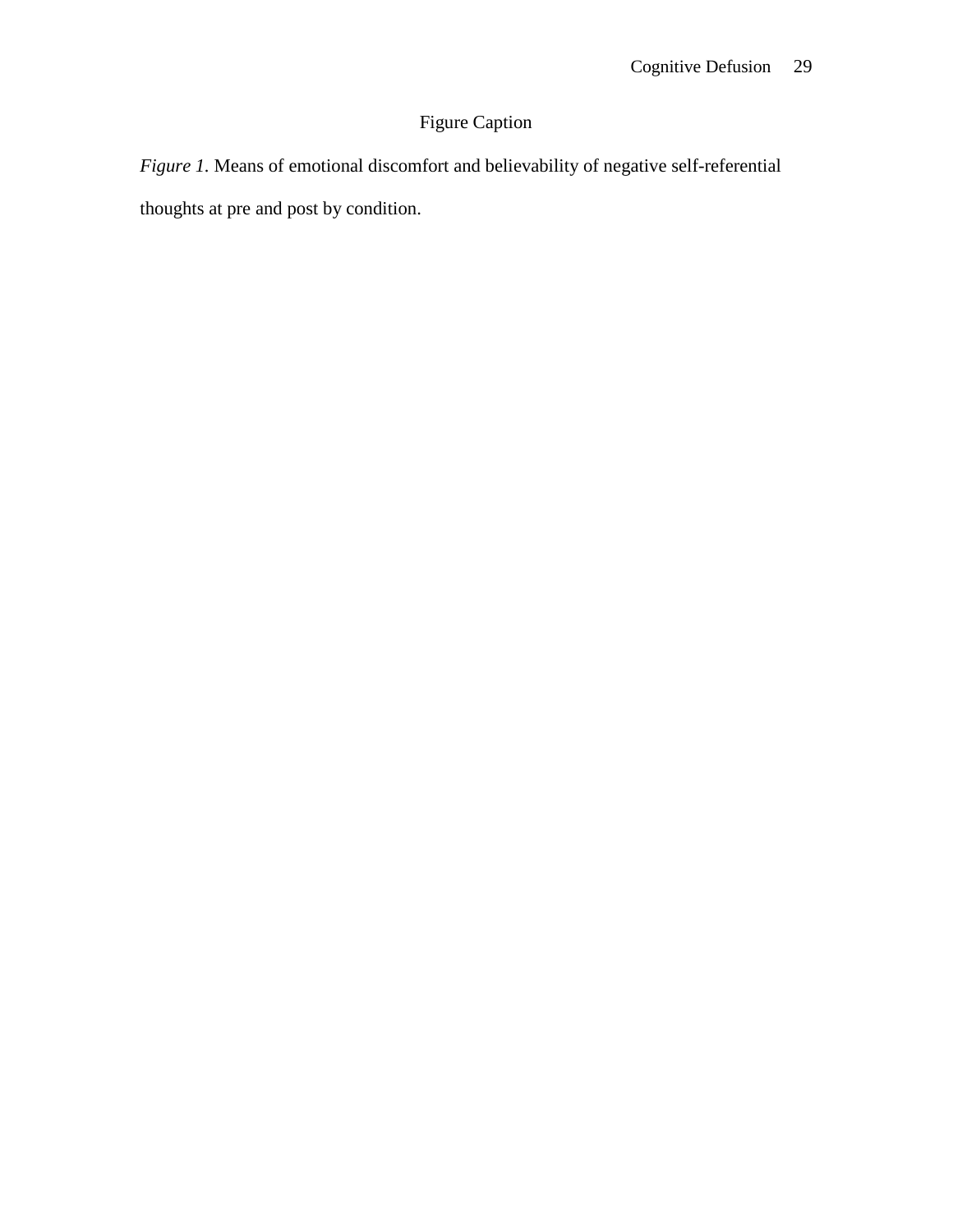# Figure Caption

*Figure 1.* Means of emotional discomfort and believability of negative self-referential thoughts at pre and post by condition.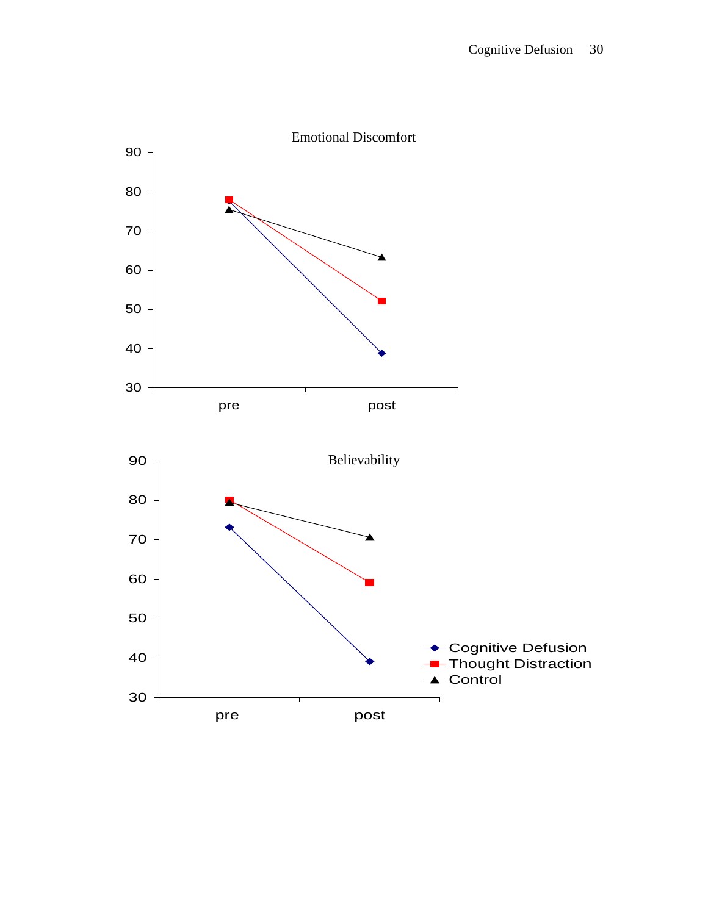Emotional Discomfort

90
80
70
60
50
40
30

pre
post

Believability

90
80
70
60
50
40
30

pre
post

Cognitive Defusion
Thought Distraction
Control